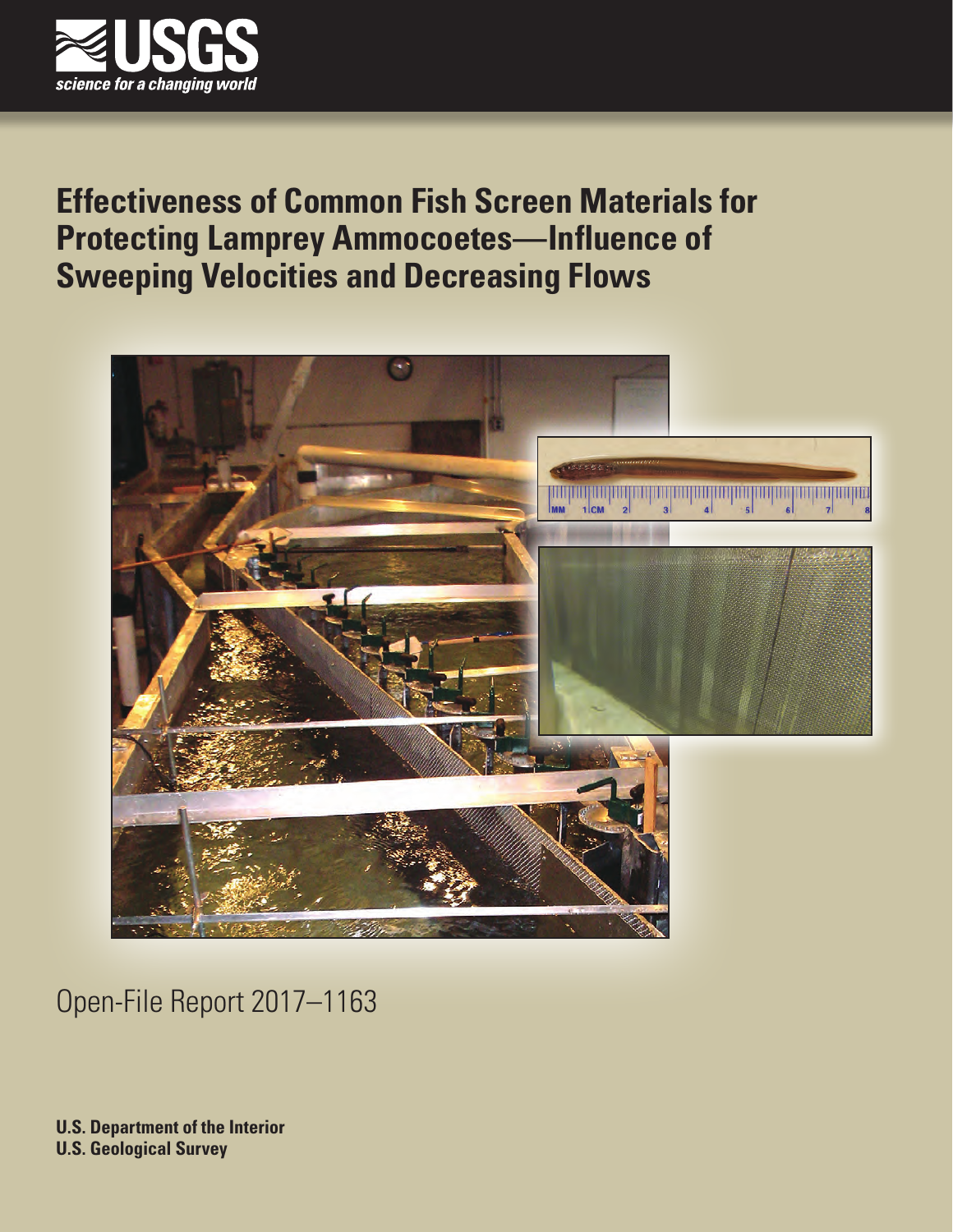USGS

science for a changing world

# Effectiveness of Common Fish Screen Materials for Protecting Lamprey Ammocoetes—Influence of Sweeping Velocities and Decreasing Flows

Open-File Report 2017–1163

**U.S. Department of the Interior**
**U.S. Geological Survey**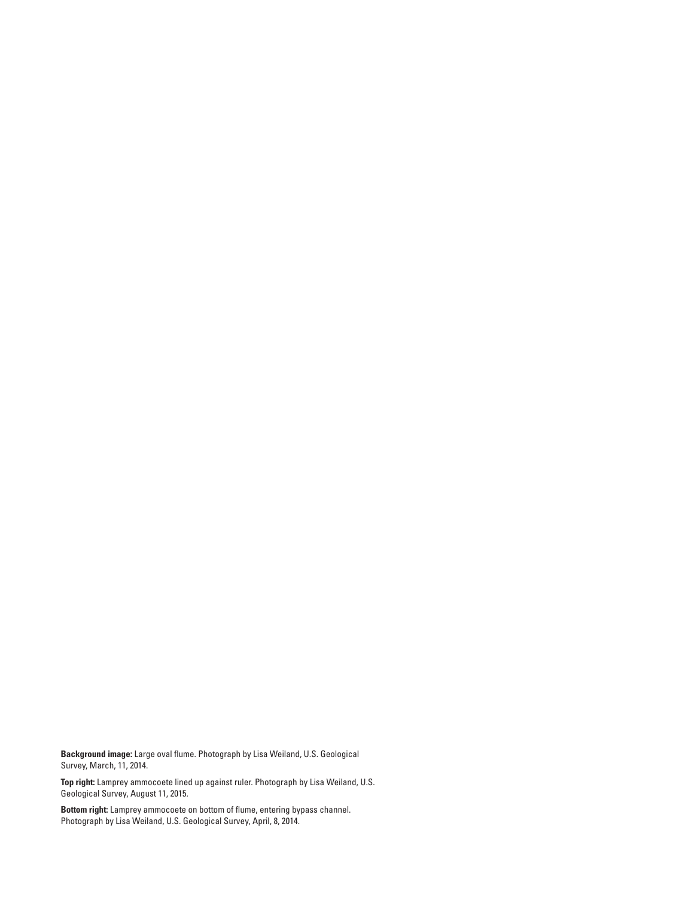**Background image:** Large oval flume. Photograph by Lisa Weiland, U.S. Geological Survey, March, 11, 2014.

**Top right:** Lamprey ammocoete lined up against ruler. Photograph by Lisa Weiland, U.S. Geological Survey, August 11, 2015.

**Bottom right:** Lamprey ammocoete on bottom of flume, entering bypass channel. Photograph by Lisa Weiland, U.S. Geological Survey, April, 8, 2014.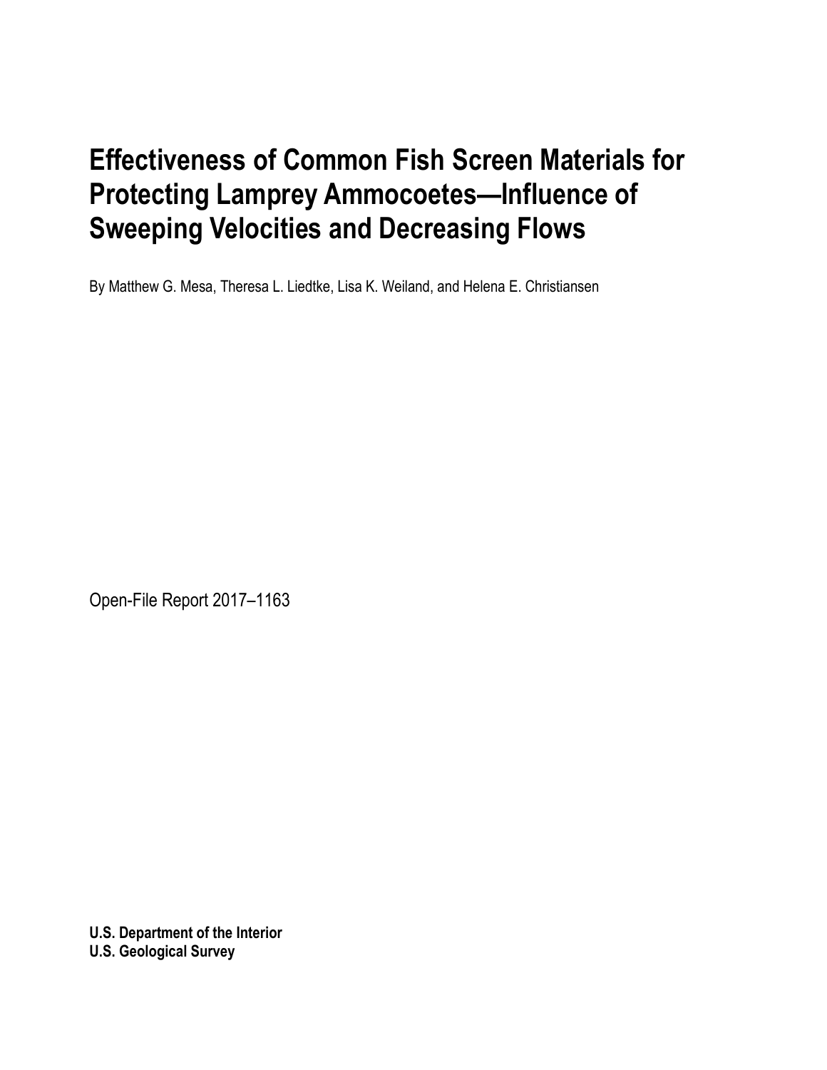# Effectiveness of Common Fish Screen Materials for Protecting Lamprey Ammocoetes—Influence of Sweeping Velocities and Decreasing Flows

By Matthew G. Mesa, Theresa L. Liedtke, Lisa K. Weiland, and Helena E. Christiansen

Open-File Report 2017–1163

**U.S. Department of the Interior**
**U.S. Geological Survey**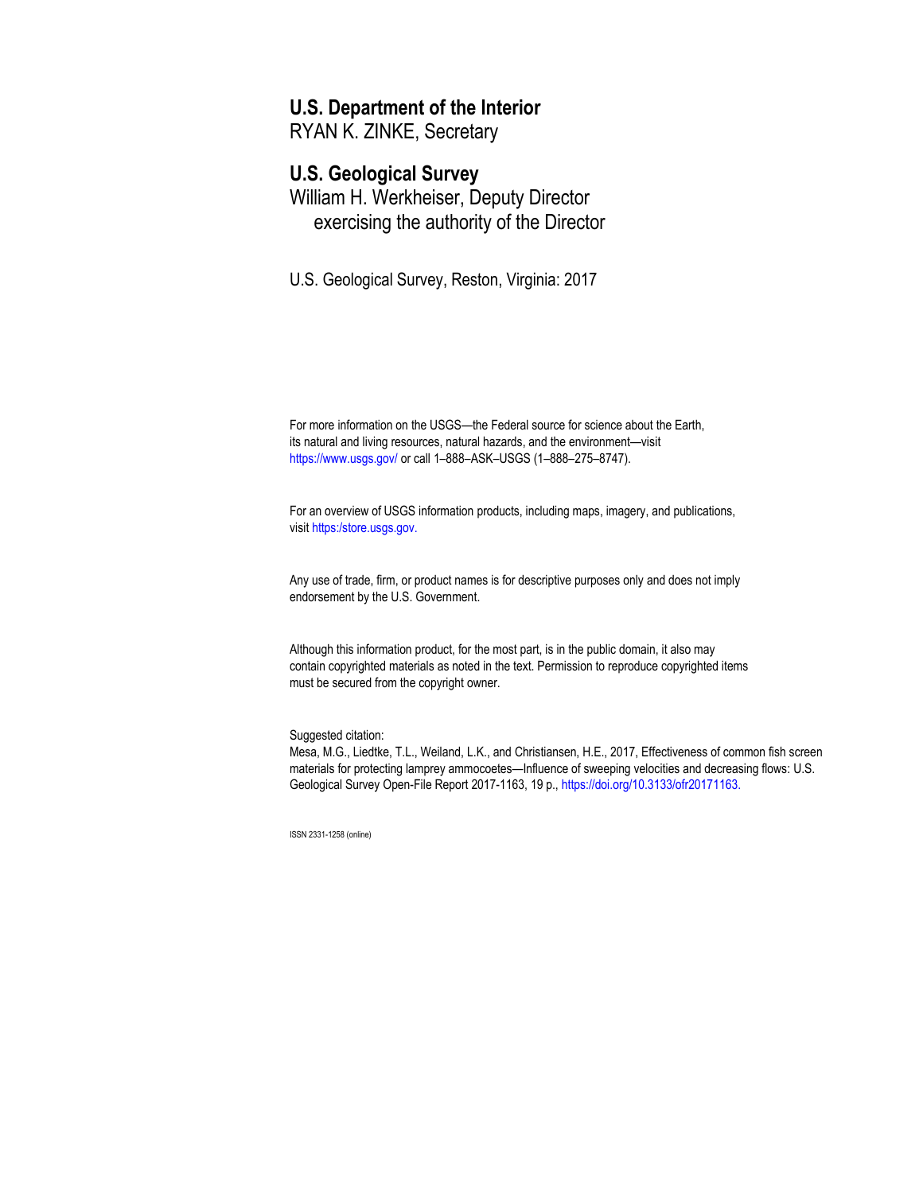**U.S. Department of the Interior**
RYAN K. ZINKE, Secretary

**U.S. Geological Survey**
William H. Werkheiser, Deputy Director
exercising the authority of the Director

U.S. Geological Survey, Reston, Virginia: 2017

For more information on the USGS—the Federal source for science about the Earth, its natural and living resources, natural hazards, and the environment—visit https://www.usgs.gov/ or call 1–888–ASK–USGS (1–888–275–8747).

For an overview of USGS information products, including maps, imagery, and publications, visit https:/store.usgs.gov.

Any use of trade, firm, or product names is for descriptive purposes only and does not imply endorsement by the U.S. Government.

Although this information product, for the most part, is in the public domain, it also may contain copyrighted materials as noted in the text. Permission to reproduce copyrighted items must be secured from the copyright owner.

Suggested citation:
Mesa, M.G., Liedtke, T.L., Weiland, L.K., and Christiansen, H.E., 2017, Effectiveness of common fish screen materials for protecting lamprey ammocoetes—Influence of sweeping velocities and decreasing flows: U.S. Geological Survey Open-File Report 2017-1163, 19 p., https://doi.org/10.3133/ofr20171163.

ISSN 2331-1258 (online)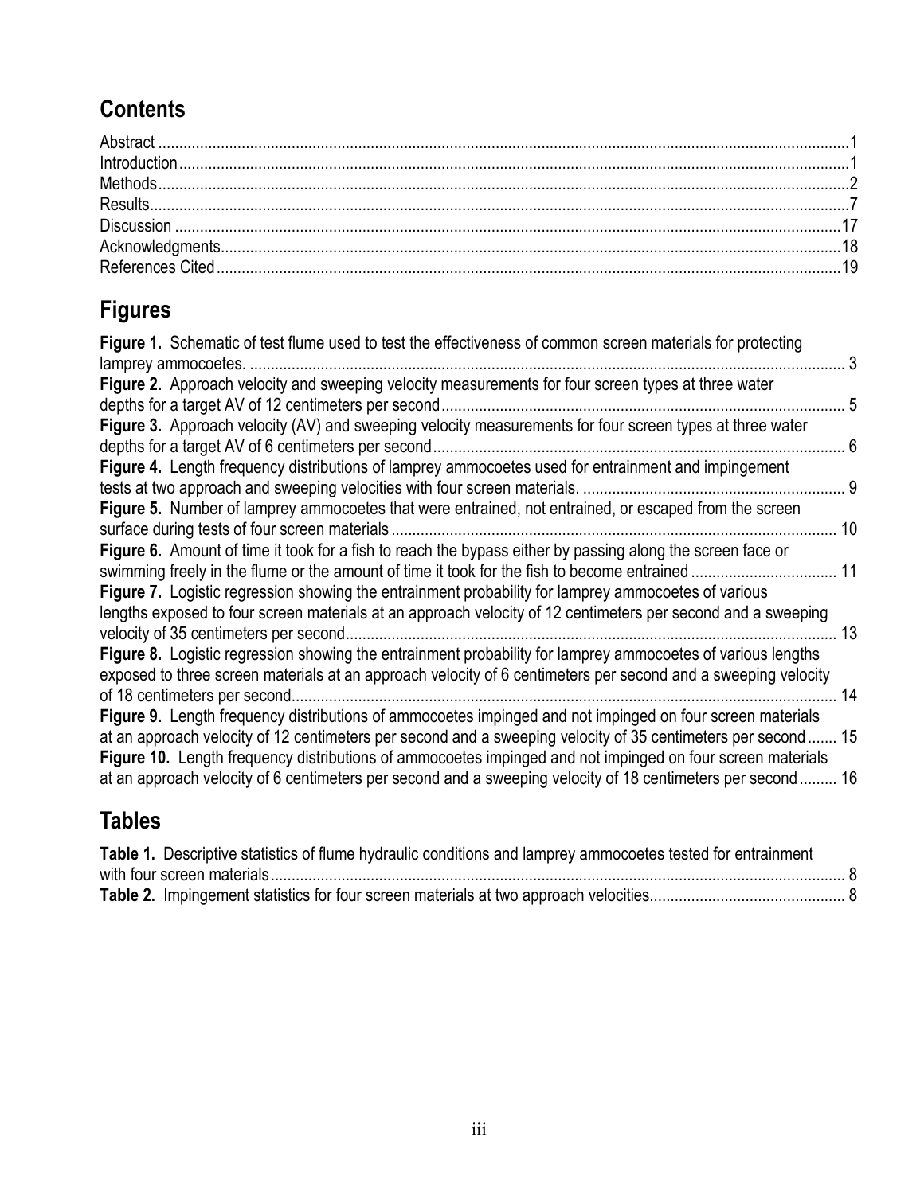## Contents

Abstract ....................................................................................................................................................1
Introduction ...............................................................................................................................................1
Methods .....................................................................................................................................................2
Results .......................................................................................................................................................7
Discussion ...............................................................................................................................................17
Acknowledgments ....................................................................................................................................18
References Cited ......................................................................................................................................19

## Figures

**Figure 1.** Schematic of test flume used to test the effectiveness of common screen materials for protecting lamprey ammocoetes. ............................................................................................................................. 3

**Figure 2.** Approach velocity and sweeping velocity measurements for four screen types at three water depths for a target AV of 12 centimeters per second ............................................................................................. 5

**Figure 3.** Approach velocity (AV) and sweeping velocity measurements for four screen types at three water depths for a target AV of 6 centimeters per second .............................................................................................. 6

**Figure 4.** Length frequency distributions of lamprey ammocoetes used for entrainment and impingement tests at two approach and sweeping velocities with four screen materials. ............................................................... 9

**Figure 5.** Number of lamprey ammocoetes that were entrained, not entrained, or escaped from the screen surface during tests of four screen materials ........................................................................................................ 10

**Figure 6.** Amount of time it took for a fish to reach the bypass either by passing along the screen face or swimming freely in the flume or the amount of time it took for the fish to become entrained ................................... 11

**Figure 7.** Logistic regression showing the entrainment probability for lamprey ammocoetes of various lengths exposed to four screen materials at an approach velocity of 12 centimeters per second and a sweeping velocity of 35 centimeters per second ..................................................................................................................... 13

**Figure 8.** Logistic regression showing the entrainment probability for lamprey ammocoetes of various lengths exposed to three screen materials at an approach velocity of 6 centimeters per second and a sweeping velocity of 18 centimeters per second .................................................................................................................. 14

**Figure 9.** Length frequency distributions of ammocoetes impinged and not impinged on four screen materials at an approach velocity of 12 centimeters per second and a sweeping velocity of 35 centimeters per second ....... 15

**Figure 10.** Length frequency distributions of ammocoetes impinged and not impinged on four screen materials at an approach velocity of 6 centimeters per second and a sweeping velocity of 18 centimeters per second ......... 16

## Tables

**Table 1.** Descriptive statistics of flume hydraulic conditions and lamprey ammocoetes tested for entrainment with four screen materials ......................................................................................................................... 8

**Table 2.** Impingement statistics for four screen materials at two approach velocities ............................................... 8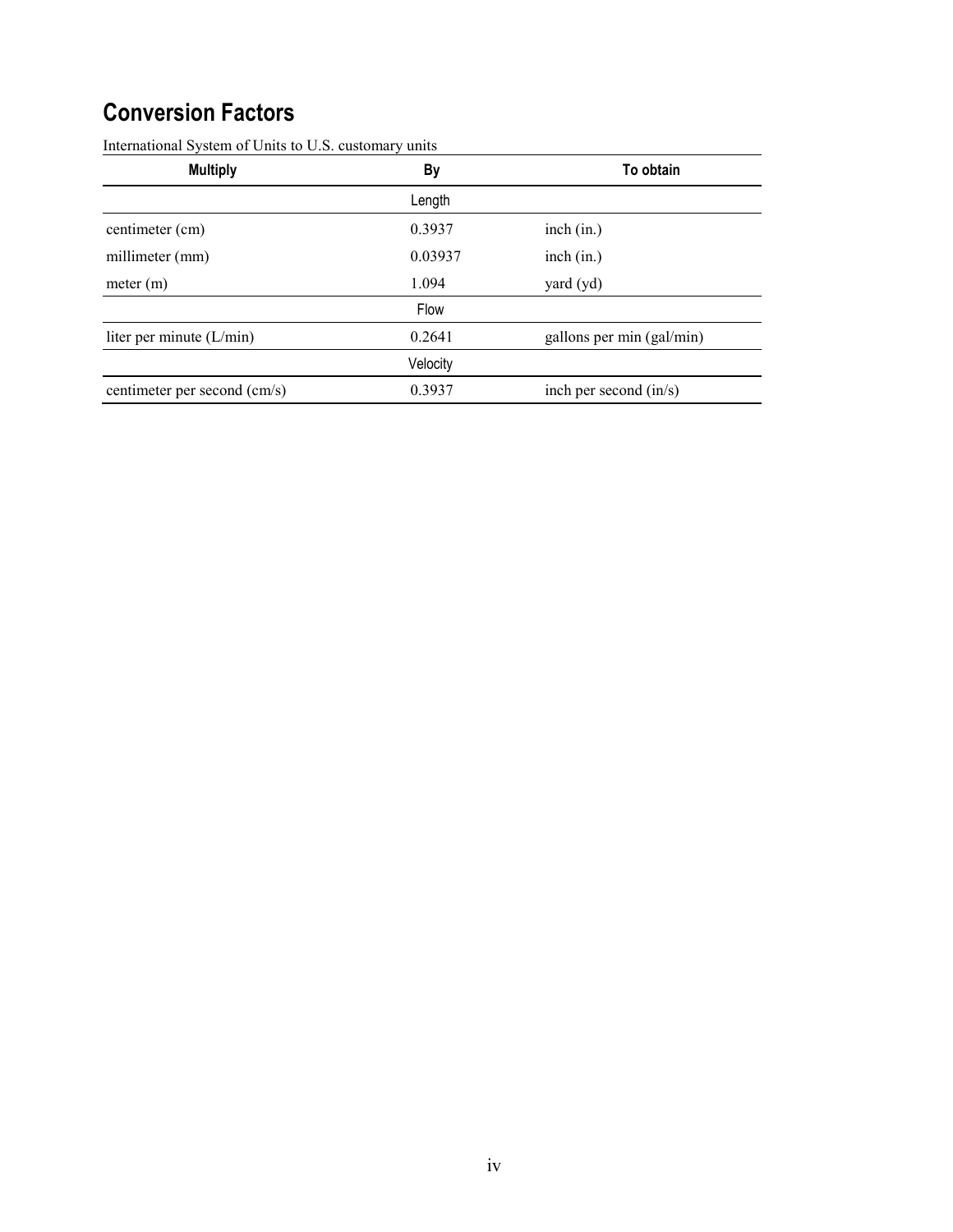## Conversion Factors

International System of Units to U.S. customary units

| Multiply | By | To obtain |
| --- | --- | --- |
| | Length | |
| centimeter (cm) | 0.3937 | inch (in.) |
| millimeter (mm) | 0.03937 | inch (in.) |
| meter (m) | 1.094 | yard (yd) |
| | Flow | |
| liter per minute (L/min) | 0.2641 | gallons per min (gal/min) |
| | Velocity | |
| centimeter per second (cm/s) | 0.3937 | inch per second (in/s) |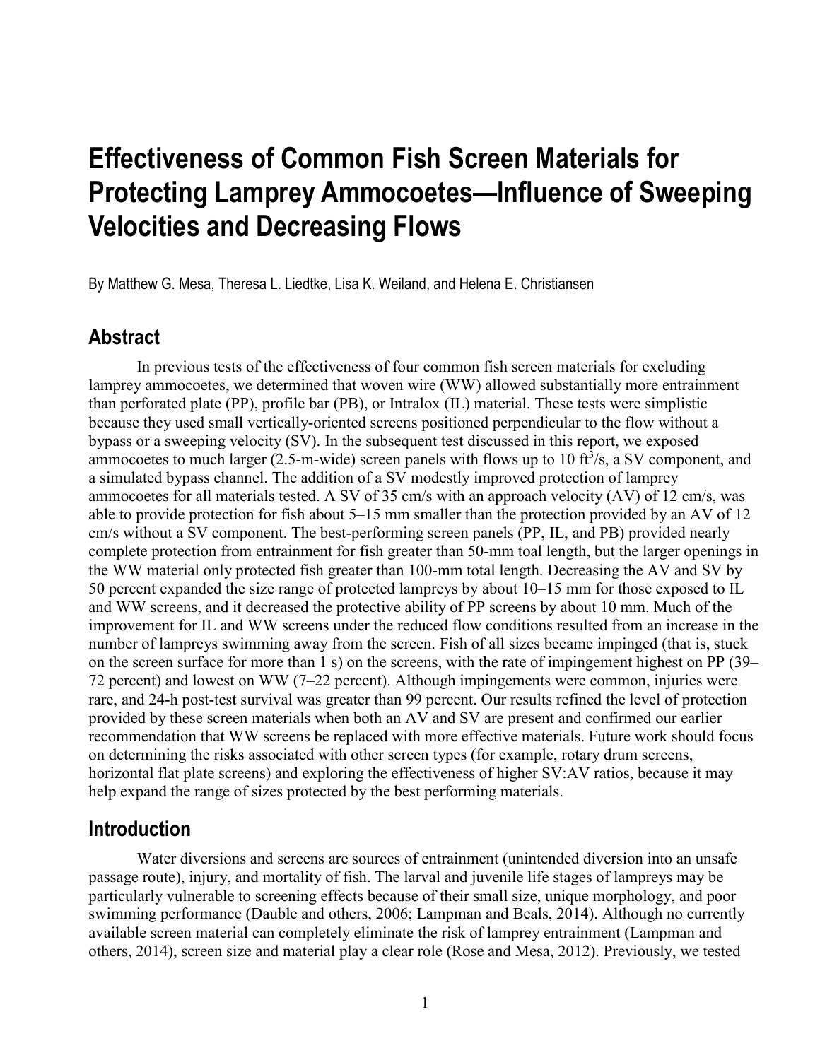# Effectiveness of Common Fish Screen Materials for Protecting Lamprey Ammocoetes—Influence of Sweeping Velocities and Decreasing Flows

By Matthew G. Mesa, Theresa L. Liedtke, Lisa K. Weiland, and Helena E. Christiansen

## Abstract

In previous tests of the effectiveness of four common fish screen materials for excluding lamprey ammocoetes, we determined that woven wire (WW) allowed substantially more entrainment than perforated plate (PP), profile bar (PB), or Intralox (IL) material. These tests were simplistic because they used small vertically-oriented screens positioned perpendicular to the flow without a bypass or a sweeping velocity (SV). In the subsequent test discussed in this report, we exposed ammocoetes to much larger (2.5-m-wide) screen panels with flows up to 10 $ft^3$/s, a SV component, and a simulated bypass channel. The addition of a SV modestly improved protection of lamprey ammocoetes for all materials tested. A SV of 35 cm/s with an approach velocity (AV) of 12 cm/s, was able to provide protection for fish about 5–15 mm smaller than the protection provided by an AV of 12 cm/s without a SV component. The best-performing screen panels (PP, IL, and PB) provided nearly complete protection from entrainment for fish greater than 50-mm toal length, but the larger openings in the WW material only protected fish greater than 100-mm total length. Decreasing the AV and SV by 50 percent expanded the size range of protected lampreys by about 10–15 mm for those exposed to IL and WW screens, and it decreased the protective ability of PP screens by about 10 mm. Much of the improvement for IL and WW screens under the reduced flow conditions resulted from an increase in the number of lampreys swimming away from the screen. Fish of all sizes became impinged (that is, stuck on the screen surface for more than 1 s) on the screens, with the rate of impingement highest on PP (39–72 percent) and lowest on WW (7–22 percent). Although impingements were common, injuries were rare, and 24-h post-test survival was greater than 99 percent. Our results refined the level of protection provided by these screen materials when both an AV and SV are present and confirmed our earlier recommendation that WW screens be replaced with more effective materials. Future work should focus on determining the risks associated with other screen types (for example, rotary drum screens, horizontal flat plate screens) and exploring the effectiveness of higher SV:AV ratios, because it may help expand the range of sizes protected by the best performing materials.

## Introduction

Water diversions and screens are sources of entrainment (unintended diversion into an unsafe passage route), injury, and mortality of fish. The larval and juvenile life stages of lampreys may be particularly vulnerable to screening effects because of their small size, unique morphology, and poor swimming performance (Dauble and others, 2006; Lampman and Beals, 2014). Although no currently available screen material can completely eliminate the risk of lamprey entrainment (Lampman and others, 2014), screen size and material play a clear role (Rose and Mesa, 2012). Previously, we tested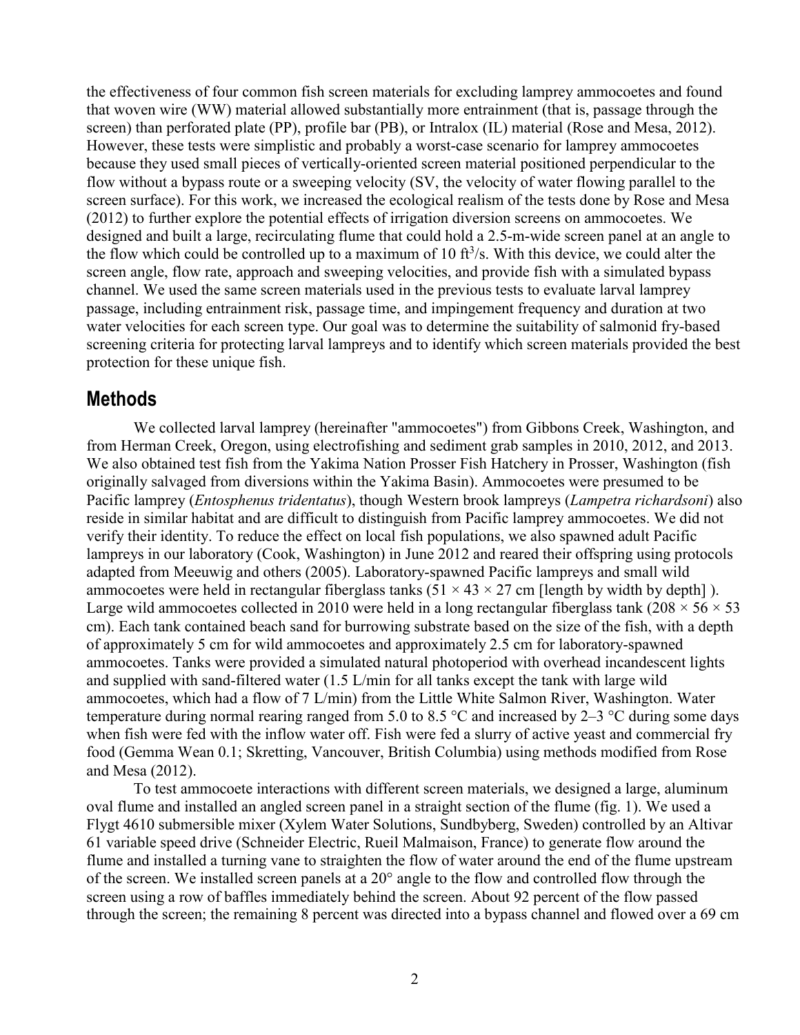the effectiveness of four common fish screen materials for excluding lamprey ammocoetes and found that woven wire (WW) material allowed substantially more entrainment (that is, passage through the screen) than perforated plate (PP), profile bar (PB), or Intralox (IL) material (Rose and Mesa, 2012). However, these tests were simplistic and probably a worst-case scenario for lamprey ammocoetes because they used small pieces of vertically-oriented screen material positioned perpendicular to the flow without a bypass route or a sweeping velocity (SV, the velocity of water flowing parallel to the screen surface). For this work, we increased the ecological realism of the tests done by Rose and Mesa (2012) to further explore the potential effects of irrigation diversion screens on ammocoetes. We designed and built a large, recirculating flume that could hold a 2.5-m-wide screen panel at an angle to the flow which could be controlled up to a maximum of 10 $ft^3$/s. With this device, we could alter the screen angle, flow rate, approach and sweeping velocities, and provide fish with a simulated bypass channel. We used the same screen materials used in the previous tests to evaluate larval lamprey passage, including entrainment risk, passage time, and impingement frequency and duration at two water velocities for each screen type. Our goal was to determine the suitability of salmonid fry-based screening criteria for protecting larval lampreys and to identify which screen materials provided the best protection for these unique fish.

## Methods

We collected larval lamprey (hereinafter "ammocoetes") from Gibbons Creek, Washington, and from Herman Creek, Oregon, using electrofishing and sediment grab samples in 2010, 2012, and 2013. We also obtained test fish from the Yakima Nation Prosser Fish Hatchery in Prosser, Washington (fish originally salvaged from diversions within the Yakima Basin). Ammocoetes were presumed to be Pacific lamprey (*Entosphenus tridentatus*), though Western brook lampreys (*Lampetra richardsoni*) also reside in similar habitat and are difficult to distinguish from Pacific lamprey ammocoetes. We did not verify their identity. To reduce the effect on local fish populations, we also spawned adult Pacific lampreys in our laboratory (Cook, Washington) in June 2012 and reared their offspring using protocols adapted from Meeuwig and others (2005). Laboratory-spawned Pacific lampreys and small wild ammocoetes were held in rectangular fiberglass tanks (51 × 43 × 27 cm [length by width by depth] ). Large wild ammocoetes collected in 2010 were held in a long rectangular fiberglass tank (208 × 56 × 53 cm). Each tank contained beach sand for burrowing substrate based on the size of the fish, with a depth of approximately 5 cm for wild ammocoetes and approximately 2.5 cm for laboratory-spawned ammocoetes. Tanks were provided a simulated natural photoperiod with overhead incandescent lights and supplied with sand-filtered water (1.5 L/min for all tanks except the tank with large wild ammocoetes, which had a flow of 7 L/min) from the Little White Salmon River, Washington. Water temperature during normal rearing ranged from 5.0 to 8.5 °C and increased by 2–3 °C during some days when fish were fed with the inflow water off. Fish were fed a slurry of active yeast and commercial fry food (Gemma Wean 0.1; Skretting, Vancouver, British Columbia) using methods modified from Rose and Mesa (2012).

To test ammocoete interactions with different screen materials, we designed a large, aluminum oval flume and installed an angled screen panel in a straight section of the flume (fig. 1). We used a Flygt 4610 submersible mixer (Xylem Water Solutions, Sundbyberg, Sweden) controlled by an Altivar 61 variable speed drive (Schneider Electric, Rueil Malmaison, France) to generate flow around the flume and installed a turning vane to straighten the flow of water around the end of the flume upstream of the screen. We installed screen panels at a 20° angle to the flow and controlled flow through the screen using a row of baffles immediately behind the screen. About 92 percent of the flow passed through the screen; the remaining 8 percent was directed into a bypass channel and flowed over a 69 cm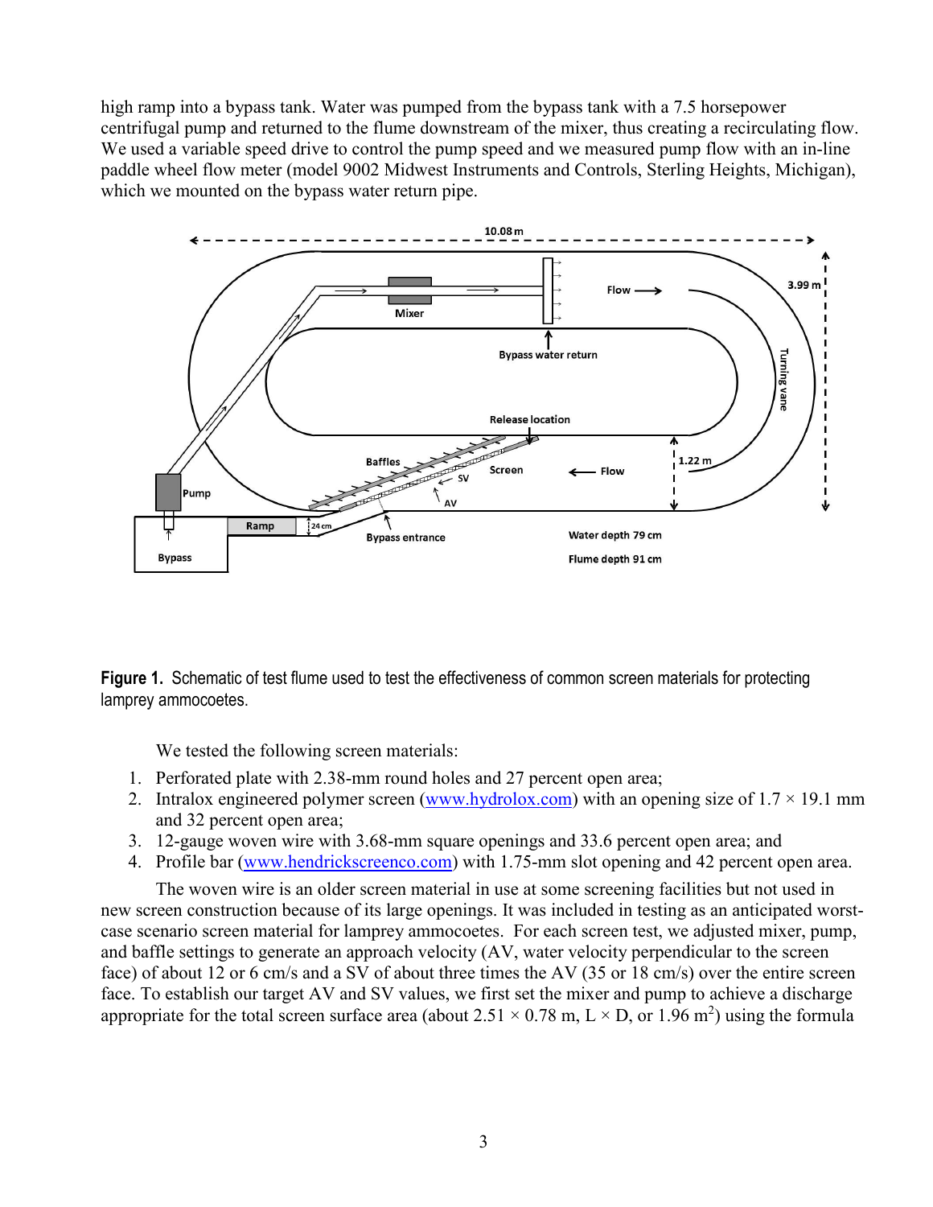high ramp into a bypass tank. Water was pumped from the bypass tank with a 7.5 horsepower centrifugal pump and returned to the flume downstream of the mixer, thus creating a recirculating flow. We used a variable speed drive to control the pump speed and we measured pump flow with an in-line paddle wheel flow meter (model 9002 Midwest Instruments and Controls, Sterling Heights, Michigan), which we mounted on the bypass water return pipe.

**Figure 1.** Schematic of test flume used to test the effectiveness of common screen materials for protecting lamprey ammocoetes.

We tested the following screen materials:

1. Perforated plate with 2.38-mm round holes and 27 percent open area;
2. Intralox engineered polymer screen (www.hydrolox.com) with an opening size of 1.7 × 19.1 mm and 32 percent open area;
3. 12-gauge woven wire with 3.68-mm square openings and 33.6 percent open area; and
4. Profile bar (www.hendrickscreenco.com) with 1.75-mm slot opening and 42 percent open area.

The woven wire is an older screen material in use at some screening facilities but not used in new screen construction because of its large openings. It was included in testing as an anticipated worst-case scenario screen material for lamprey ammocoetes. For each screen test, we adjusted mixer, pump, and baffle settings to generate an approach velocity (AV, water velocity perpendicular to the screen face) of about 12 or 6 cm/s and a SV of about three times the AV (35 or 18 cm/s) over the entire screen face. To establish our target AV and SV values, we first set the mixer and pump to achieve a discharge appropriate for the total screen surface area (about 2.51 × 0.78 m, L × D, or 1.96 $m^2$) using the formula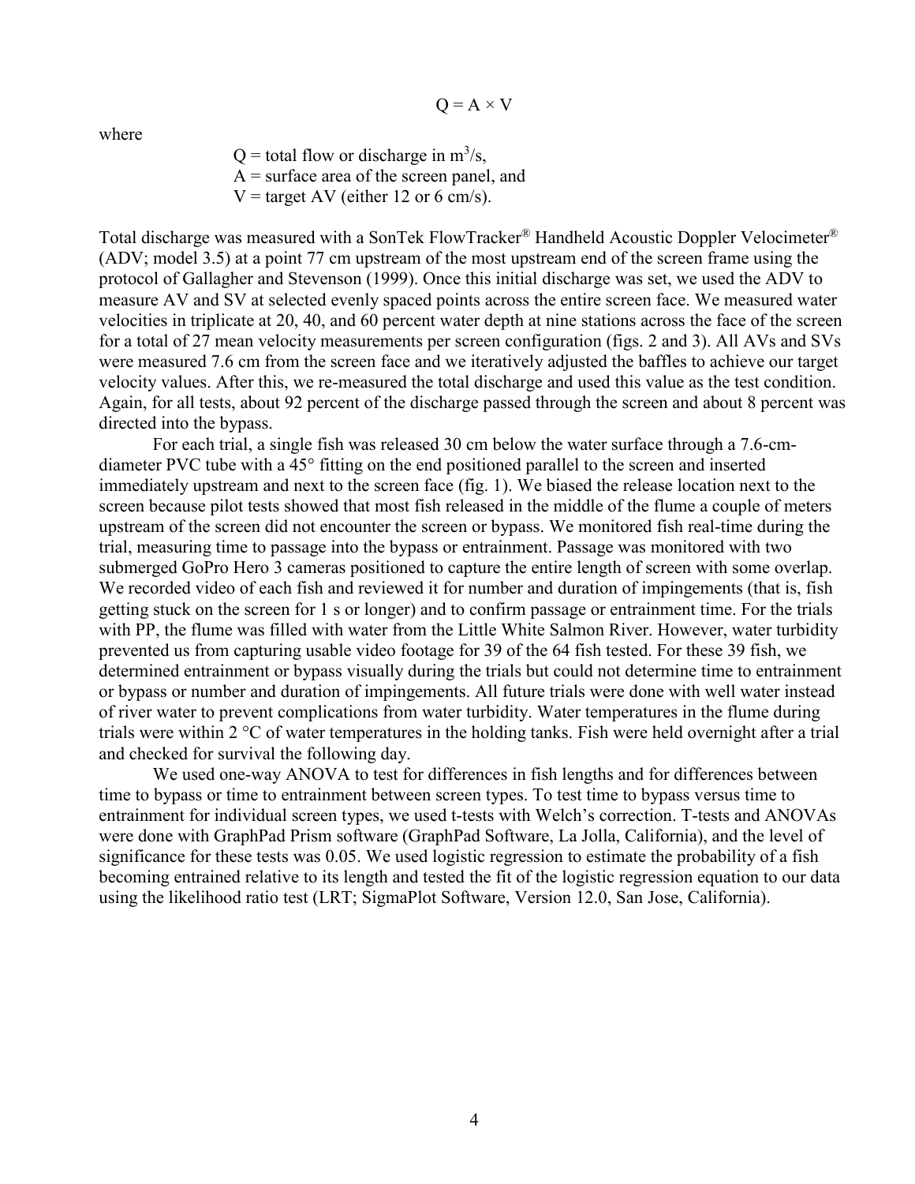$$Q = A \times V$$

where

$Q$ = total flow or discharge in $m^3/s$,
$A$ = surface area of the screen panel, and
$V$ = target AV (either 12 or 6 cm/s).

Total discharge was measured with a SonTek FlowTracker® Handheld Acoustic Doppler Velocimeter® (ADV; model 3.5) at a point 77 cm upstream of the most upstream end of the screen frame using the protocol of Gallagher and Stevenson (1999). Once this initial discharge was set, we used the ADV to measure AV and SV at selected evenly spaced points across the entire screen face. We measured water velocities in triplicate at 20, 40, and 60 percent water depth at nine stations across the face of the screen for a total of 27 mean velocity measurements per screen configuration (figs. 2 and 3). All AVs and SVs were measured 7.6 cm from the screen face and we iteratively adjusted the baffles to achieve our target velocity values. After this, we re-measured the total discharge and used this value as the test condition. Again, for all tests, about 92 percent of the discharge passed through the screen and about 8 percent was directed into the bypass.

For each trial, a single fish was released 30 cm below the water surface through a 7.6-cm-diameter PVC tube with a 45° fitting on the end positioned parallel to the screen and inserted immediately upstream and next to the screen face (fig. 1). We biased the release location next to the screen because pilot tests showed that most fish released in the middle of the flume a couple of meters upstream of the screen did not encounter the screen or bypass. We monitored fish real-time during the trial, measuring time to passage into the bypass or entrainment. Passage was monitored with two submerged GoPro Hero 3 cameras positioned to capture the entire length of screen with some overlap. We recorded video of each fish and reviewed it for number and duration of impingements (that is, fish getting stuck on the screen for 1 s or longer) and to confirm passage or entrainment time. For the trials with PP, the flume was filled with water from the Little White Salmon River. However, water turbidity prevented us from capturing usable video footage for 39 of the 64 fish tested. For these 39 fish, we determined entrainment or bypass visually during the trials but could not determine time to entrainment or bypass or number and duration of impingements. All future trials were done with well water instead of river water to prevent complications from water turbidity. Water temperatures in the flume during trials were within 2 °C of water temperatures in the holding tanks. Fish were held overnight after a trial and checked for survival the following day.

We used one-way ANOVA to test for differences in fish lengths and for differences between time to bypass or time to entrainment between screen types. To test time to bypass versus time to entrainment for individual screen types, we used t-tests with Welch's correction. T-tests and ANOVAs were done with GraphPad Prism software (GraphPad Software, La Jolla, California), and the level of significance for these tests was 0.05. We used logistic regression to estimate the probability of a fish becoming entrained relative to its length and tested the fit of the logistic regression equation to our data using the likelihood ratio test (LRT; SigmaPlot Software, Version 12.0, San Jose, California).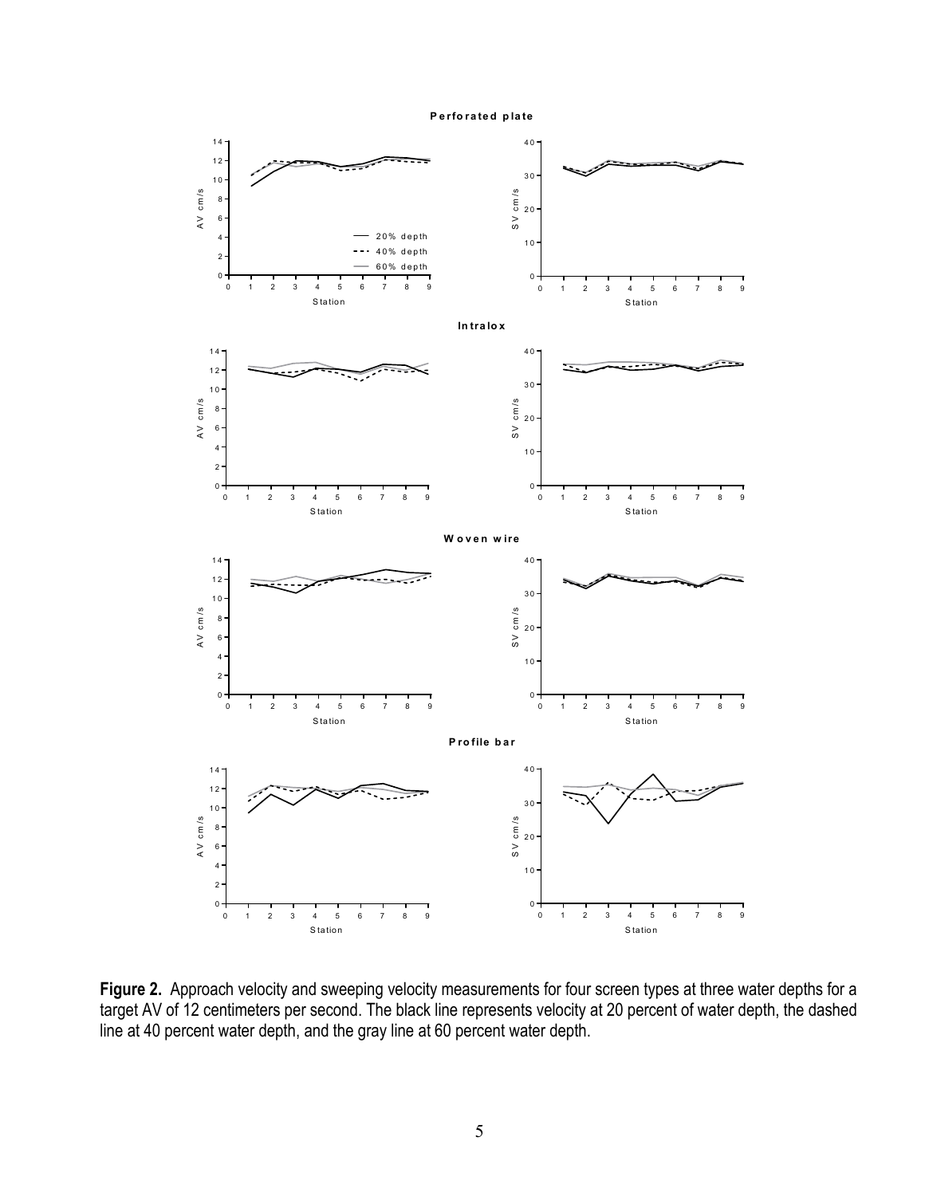**Figure 2.** Approach velocity and sweeping velocity measurements for four screen types at three water depths for a target AV of 12 centimeters per second. The black line represents velocity at 20 percent of water depth, the dashed line at 40 percent water depth, and the gray line at 60 percent water depth.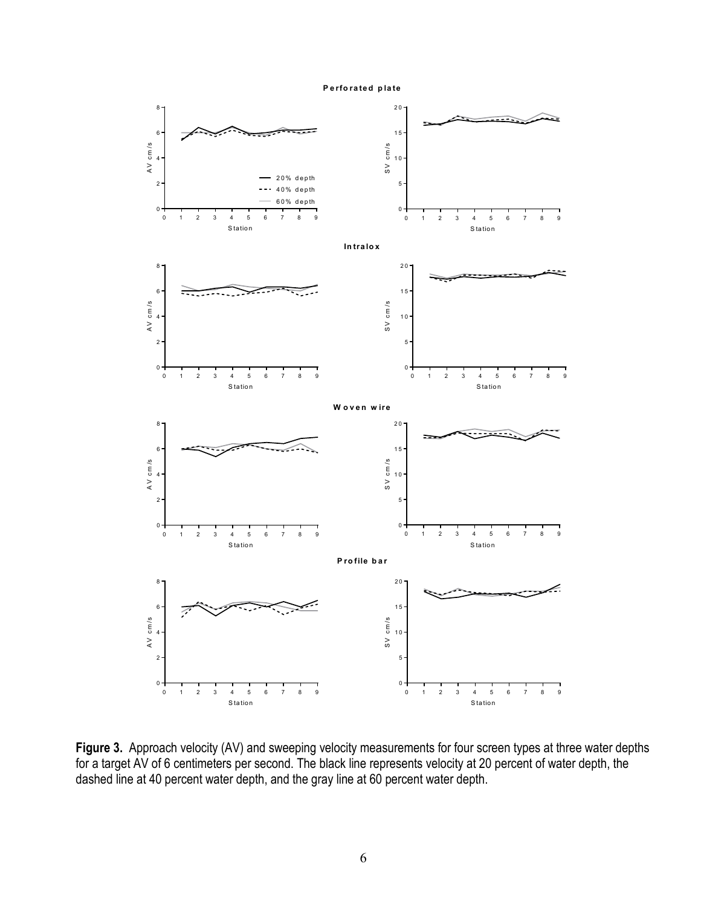**Figure 3.** Approach velocity (AV) and sweeping velocity measurements for four screen types at three water depths for a target AV of 6 centimeters per second. The black line represents velocity at 20 percent of water depth, the dashed line at 40 percent water depth, and the gray line at 60 percent water depth.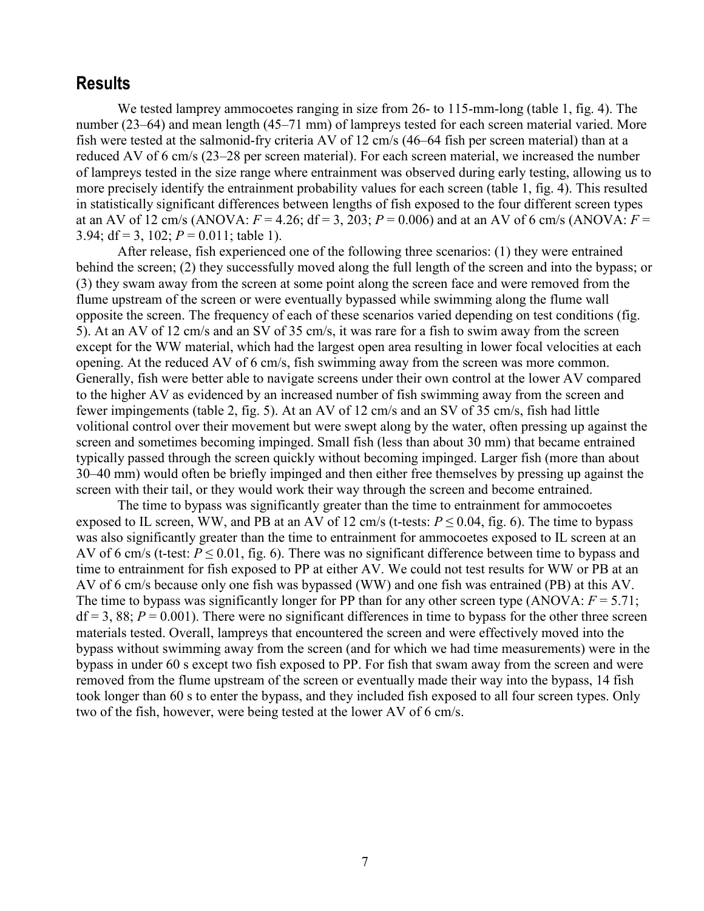## Results

We tested lamprey ammocoetes ranging in size from 26- to 115-mm-long (table 1, fig. 4). The number (23–64) and mean length (45–71 mm) of lampreys tested for each screen material varied. More fish were tested at the salmonid-fry criteria AV of 12 cm/s (46–64 fish per screen material) than at a reduced AV of 6 cm/s (23–28 per screen material). For each screen material, we increased the number of lampreys tested in the size range where entrainment was observed during early testing, allowing us to more precisely identify the entrainment probability values for each screen (table 1, fig. 4). This resulted in statistically significant differences between lengths of fish exposed to the four different screen types at an AV of 12 cm/s (ANOVA: $F = 4.26$; df = 3, 203; $P = 0.006$) and at an AV of 6 cm/s (ANOVA: $F = 3.94$; df = 3, 102; $P = 0.011$; table 1).

After release, fish experienced one of the following three scenarios: (1) they were entrained behind the screen; (2) they successfully moved along the full length of the screen and into the bypass; or (3) they swam away from the screen at some point along the screen face and were removed from the flume upstream of the screen or were eventually bypassed while swimming along the flume wall opposite the screen. The frequency of each of these scenarios varied depending on test conditions (fig. 5). At an AV of 12 cm/s and an SV of 35 cm/s, it was rare for a fish to swim away from the screen except for the WW material, which had the largest open area resulting in lower focal velocities at each opening. At the reduced AV of 6 cm/s, fish swimming away from the screen was more common. Generally, fish were better able to navigate screens under their own control at the lower AV compared to the higher AV as evidenced by an increased number of fish swimming away from the screen and fewer impingements (table 2, fig. 5). At an AV of 12 cm/s and an SV of 35 cm/s, fish had little volitional control over their movement but were swept along by the water, often pressing up against the screen and sometimes becoming impinged. Small fish (less than about 30 mm) that became entrained typically passed through the screen quickly without becoming impinged. Larger fish (more than about 30–40 mm) would often be briefly impinged and then either free themselves by pressing up against the screen with their tail, or they would work their way through the screen and become entrained.

The time to bypass was significantly greater than the time to entrainment for ammocoetes exposed to IL screen, WW, and PB at an AV of 12 cm/s (t-tests: $P \leq 0.04$, fig. 6). The time to bypass was also significantly greater than the time to entrainment for ammocoetes exposed to IL screen at an AV of 6 cm/s (t-test: $P \leq 0.01$, fig. 6). There was no significant difference between time to bypass and time to entrainment for fish exposed to PP at either AV. We could not test results for WW or PB at an AV of 6 cm/s because only one fish was bypassed (WW) and one fish was entrained (PB) at this AV. The time to bypass was significantly longer for PP than for any other screen type (ANOVA: $F = 5.71$; df = 3, 88; $P = 0.001$). There were no significant differences in time to bypass for the other three screen materials tested. Overall, lampreys that encountered the screen and were effectively moved into the bypass without swimming away from the screen (and for which we had time measurements) were in the bypass in under 60 s except two fish exposed to PP. For fish that swam away from the screen and were removed from the flume upstream of the screen or eventually made their way into the bypass, 14 fish took longer than 60 s to enter the bypass, and they included fish exposed to all four screen types. Only two of the fish, however, were being tested at the lower AV of 6 cm/s.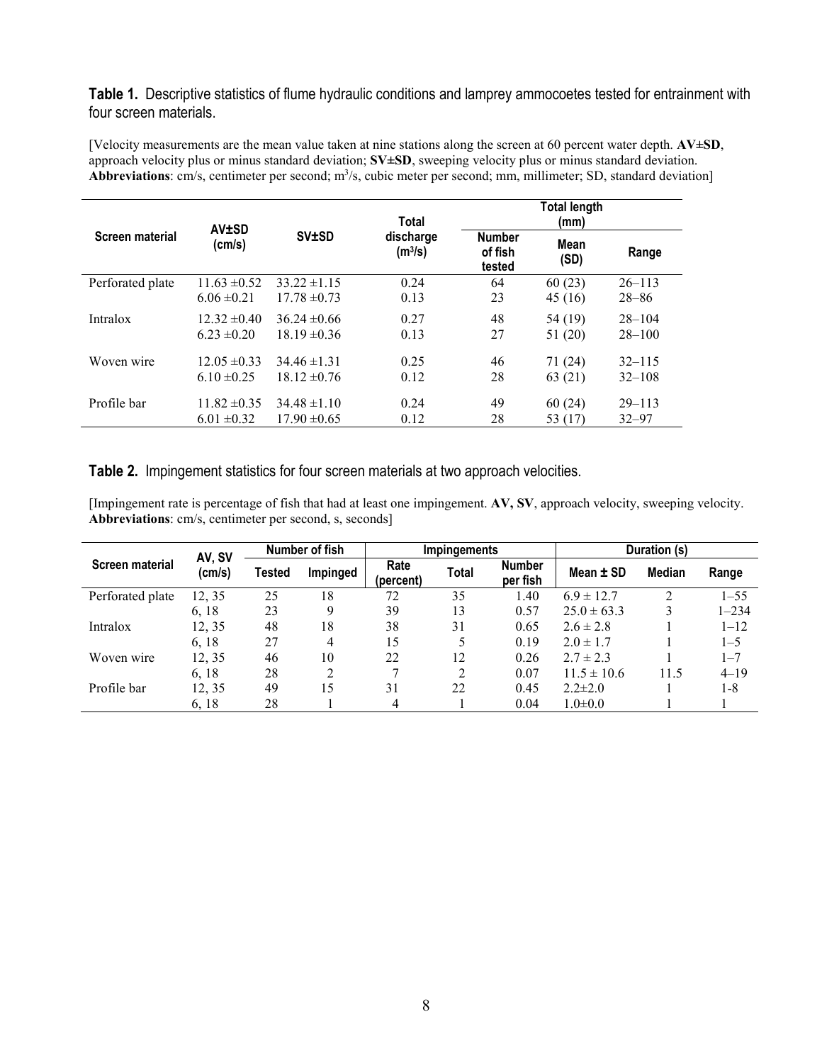**Table 1.** Descriptive statistics of flume hydraulic conditions and lamprey ammocoetes tested for entrainment with four screen materials.

[Velocity measurements are the mean value taken at nine stations along the screen at 60 percent water depth. **AV±SD**, approach velocity plus or minus standard deviation; **SV±SD**, sweeping velocity plus or minus standard deviation. **Abbreviations**: cm/s, centimeter per second; $m^3/s$, cubic meter per second; mm, millimeter; SD, standard deviation]

| Screen material | AV±SD (cm/s) | SV±SD | Total discharge ($m^3/s$) | Total length (mm) | | |
|---|---|---|---|---|---|---|
| | | | | Number of fish tested | Mean (SD) | Range |
| Perforated plate | 11.63 ±0.52 | 33.22 ±1.15 | 0.24 | 64 | 60 (23) | 26–113 |
| | 6.06 ±0.21 | 17.78 ±0.73 | 0.13 | 23 | 45 (16) | 28–86 |
| Intralox | 12.32 ±0.40 | 36.24 ±0.66 | 0.27 | 48 | 54 (19) | 28–104 |
| | 6.23 ±0.20 | 18.19 ±0.36 | 0.13 | 27 | 51 (20) | 28–100 |
| Woven wire | 12.05 ±0.33 | 34.46 ±1.31 | 0.25 | 46 | 71 (24) | 32–115 |
| | 6.10 ±0.25 | 18.12 ±0.76 | 0.12 | 28 | 63 (21) | 32–108 |
| Profile bar | 11.82 ±0.35 | 34.48 ±1.10 | 0.24 | 49 | 60 (24) | 29–113 |
| | 6.01 ±0.32 | 17.90 ±0.65 | 0.12 | 28 | 53 (17) | 32–97 |

**Table 2.** Impingement statistics for four screen materials at two approach velocities.

[Impingement rate is percentage of fish that had at least one impingement. **AV, SV**, approach velocity, sweeping velocity. **Abbreviations**: cm/s, centimeter per second, s, seconds]

| Screen material | AV, SV (cm/s) | Number of fish | | Impingements | | | Duration (s) | | |
|---|---|---|---|---|---|---|---|---|---|
| | | Tested | Impinged | Rate (percent) | Total | Number per fish | Mean ± SD | Median | Range |
| Perforated plate | 12, 35 | 25 | 18 | 72 | 35 | 1.40 | 6.9 ± 12.7 | 2 | 1–55 |
| | 6, 18 | 23 | 9 | 39 | 13 | 0.57 | 25.0 ± 63.3 | 3 | 1–234 |
| Intralox | 12, 35 | 48 | 18 | 38 | 31 | 0.65 | 2.6 ± 2.8 | 1 | 1–12 |
| | 6, 18 | 27 | 4 | 15 | 5 | 0.19 | 2.0 ± 1.7 | 1 | 1–5 |
| Woven wire | 12, 35 | 46 | 10 | 22 | 12 | 0.26 | 2.7 ± 2.3 | 1 | 1–7 |
| | 6, 18 | 28 | 2 | 7 | 2 | 0.07 | 11.5 ± 10.6 | 11.5 | 4–19 |
| Profile bar | 12, 35 | 49 | 15 | 31 | 22 | 0.45 | 2.2±2.0 | 1 | 1-8 |
| | 6, 18 | 28 | 1 | 4 | 1 | 0.04 | 1.0±0.0 | 1 | 1 |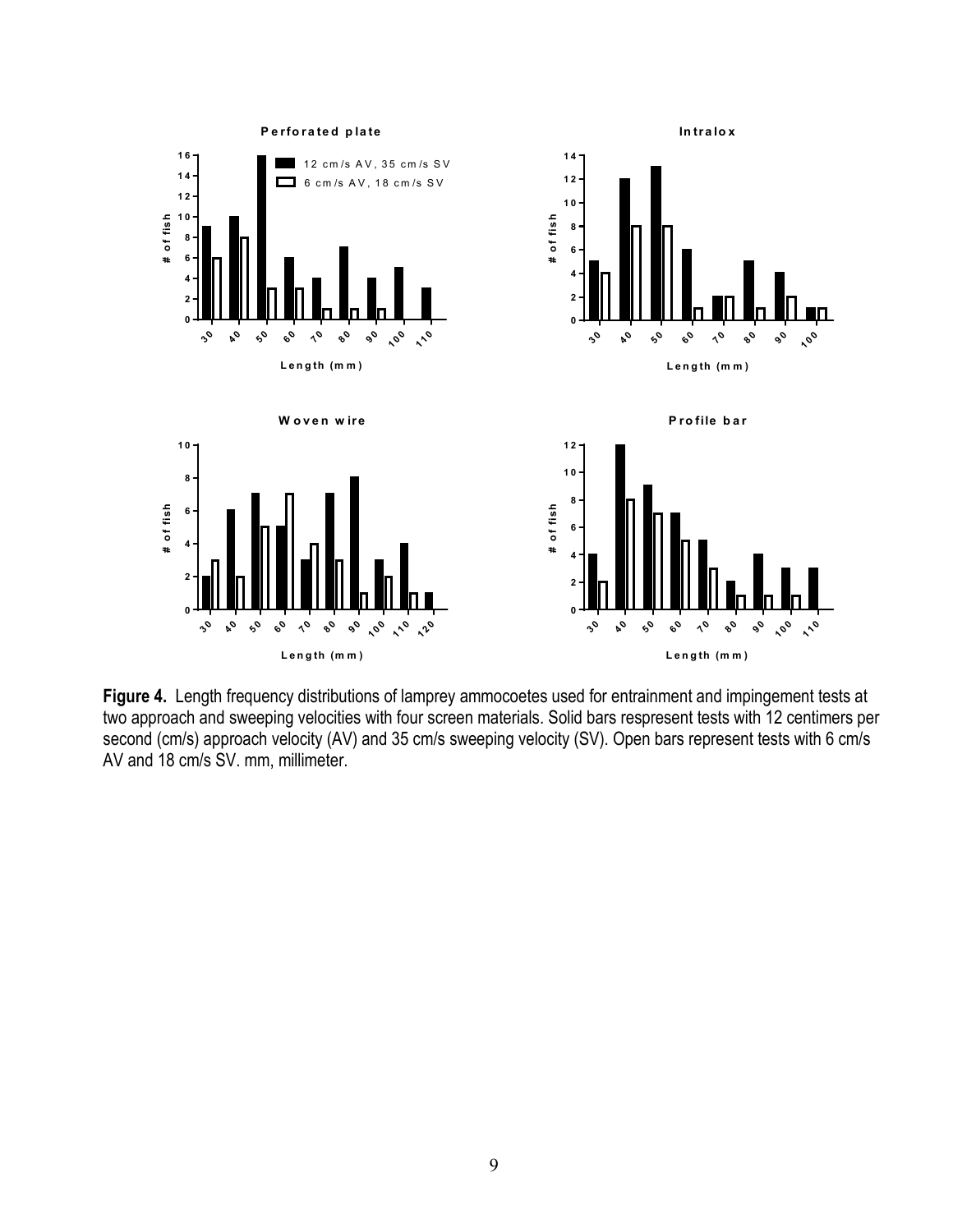**Figure 4.** Length frequency distributions of lamprey ammocoetes used for entrainment and impingement tests at two approach and sweeping velocities with four screen materials. Solid bars respresent tests with 12 centimers per second (cm/s) approach velocity (AV) and 35 cm/s sweeping velocity (SV). Open bars represent tests with 6 cm/s AV and 18 cm/s SV. mm, millimeter.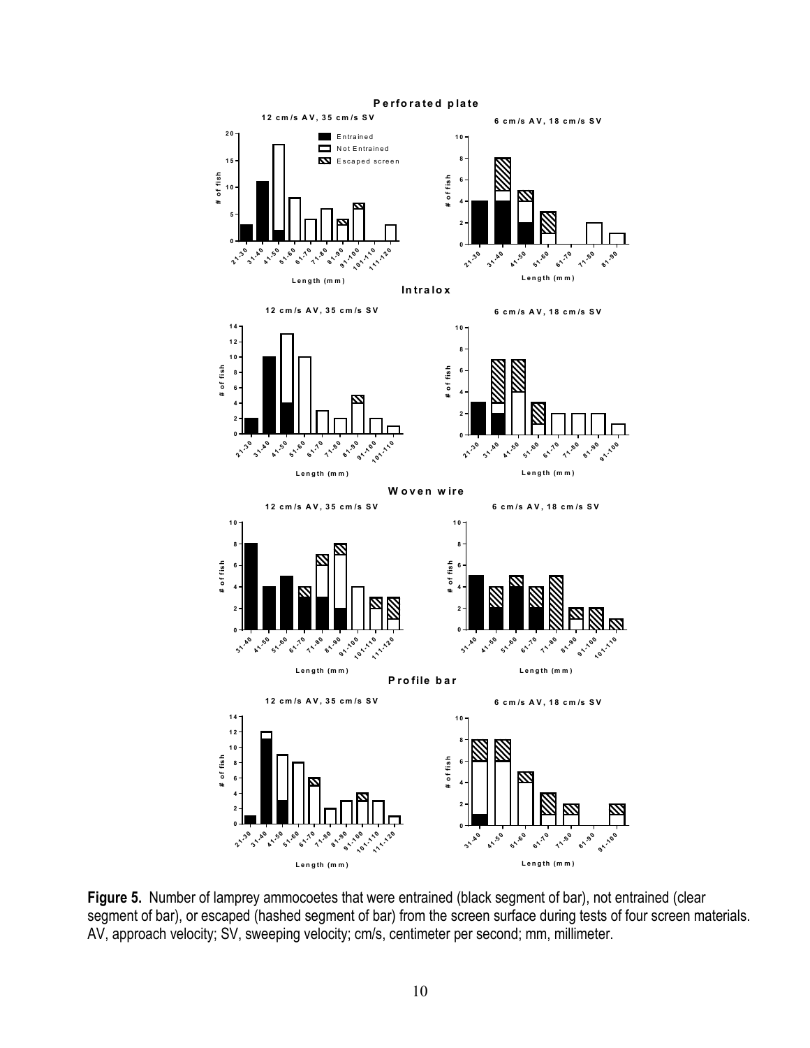**Figure 5.** Number of lamprey ammocoetes that were entrained (black segment of bar), not entrained (clear segment of bar), or escaped (hashed segment of bar) from the screen surface during tests of four screen materials. AV, approach velocity; SV, sweeping velocity; cm/s, centimeter per second; mm, millimeter.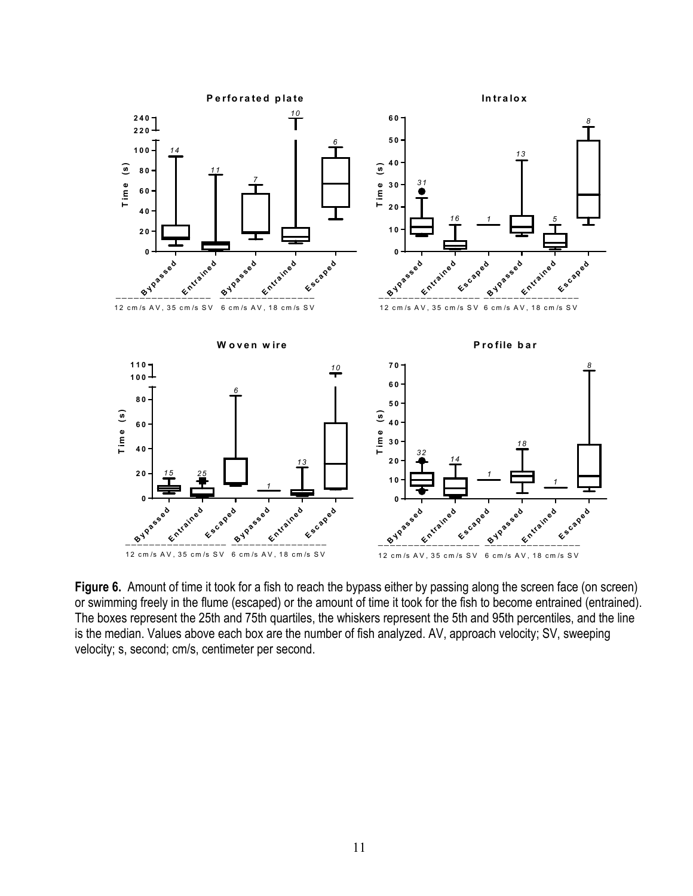**Figure 6.** Amount of time it took for a fish to reach the bypass either by passing along the screen face (on screen) or swimming freely in the flume (escaped) or the amount of time it took for the fish to become entrained (entrained). The boxes represent the 25th and 75th quartiles, the whiskers represent the 5th and 95th percentiles, and the line is the median. Values above each box are the number of fish analyzed. AV, approach velocity; SV, sweeping velocity; s, second; cm/s, centimeter per second.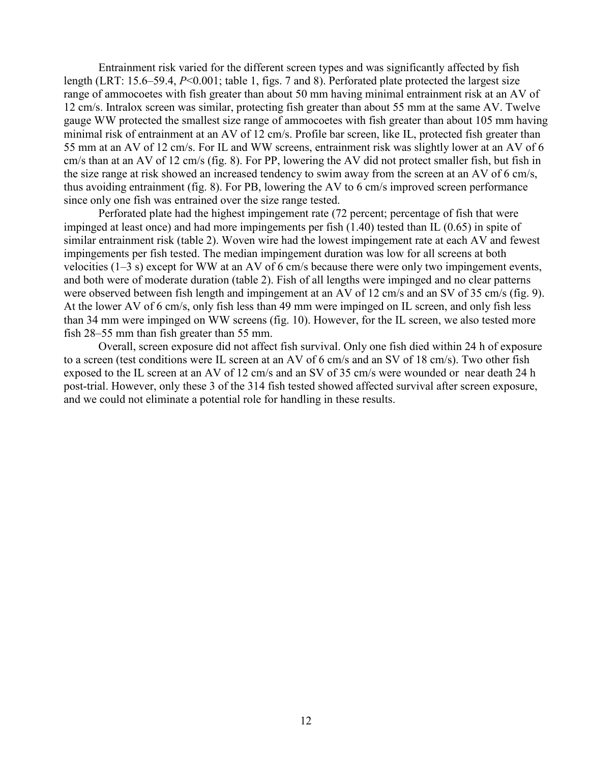Entrainment risk varied for the different screen types and was significantly affected by fish length (LRT: 15.6–59.4, $P<0.001$; table 1, figs. 7 and 8). Perforated plate protected the largest size range of ammocoetes with fish greater than about 50 mm having minimal entrainment risk at an AV of 12 cm/s. Intralox screen was similar, protecting fish greater than about 55 mm at the same AV. Twelve gauge WW protected the smallest size range of ammocoetes with fish greater than about 105 mm having minimal risk of entrainment at an AV of 12 cm/s. Profile bar screen, like IL, protected fish greater than 55 mm at an AV of 12 cm/s. For IL and WW screens, entrainment risk was slightly lower at an AV of 6 cm/s than at an AV of 12 cm/s (fig. 8). For PP, lowering the AV did not protect smaller fish, but fish in the size range at risk showed an increased tendency to swim away from the screen at an AV of 6 cm/s, thus avoiding entrainment (fig. 8). For PB, lowering the AV to 6 cm/s improved screen performance since only one fish was entrained over the size range tested.

Perforated plate had the highest impingement rate (72 percent; percentage of fish that were impinged at least once) and had more impingements per fish (1.40) tested than IL (0.65) in spite of similar entrainment risk (table 2). Woven wire had the lowest impingement rate at each AV and fewest impingements per fish tested. The median impingement duration was low for all screens at both velocities (1–3 s) except for WW at an AV of 6 cm/s because there were only two impingement events, and both were of moderate duration (table 2). Fish of all lengths were impinged and no clear patterns were observed between fish length and impingement at an AV of 12 cm/s and an SV of 35 cm/s (fig. 9). At the lower AV of 6 cm/s, only fish less than 49 mm were impinged on IL screen, and only fish less than 34 mm were impinged on WW screens (fig. 10). However, for the IL screen, we also tested more fish 28–55 mm than fish greater than 55 mm.

Overall, screen exposure did not affect fish survival. Only one fish died within 24 h of exposure to a screen (test conditions were IL screen at an AV of 6 cm/s and an SV of 18 cm/s). Two other fish exposed to the IL screen at an AV of 12 cm/s and an SV of 35 cm/s were wounded or near death 24 h post-trial. However, only these 3 of the 314 fish tested showed affected survival after screen exposure, and we could not eliminate a potential role for handling in these results.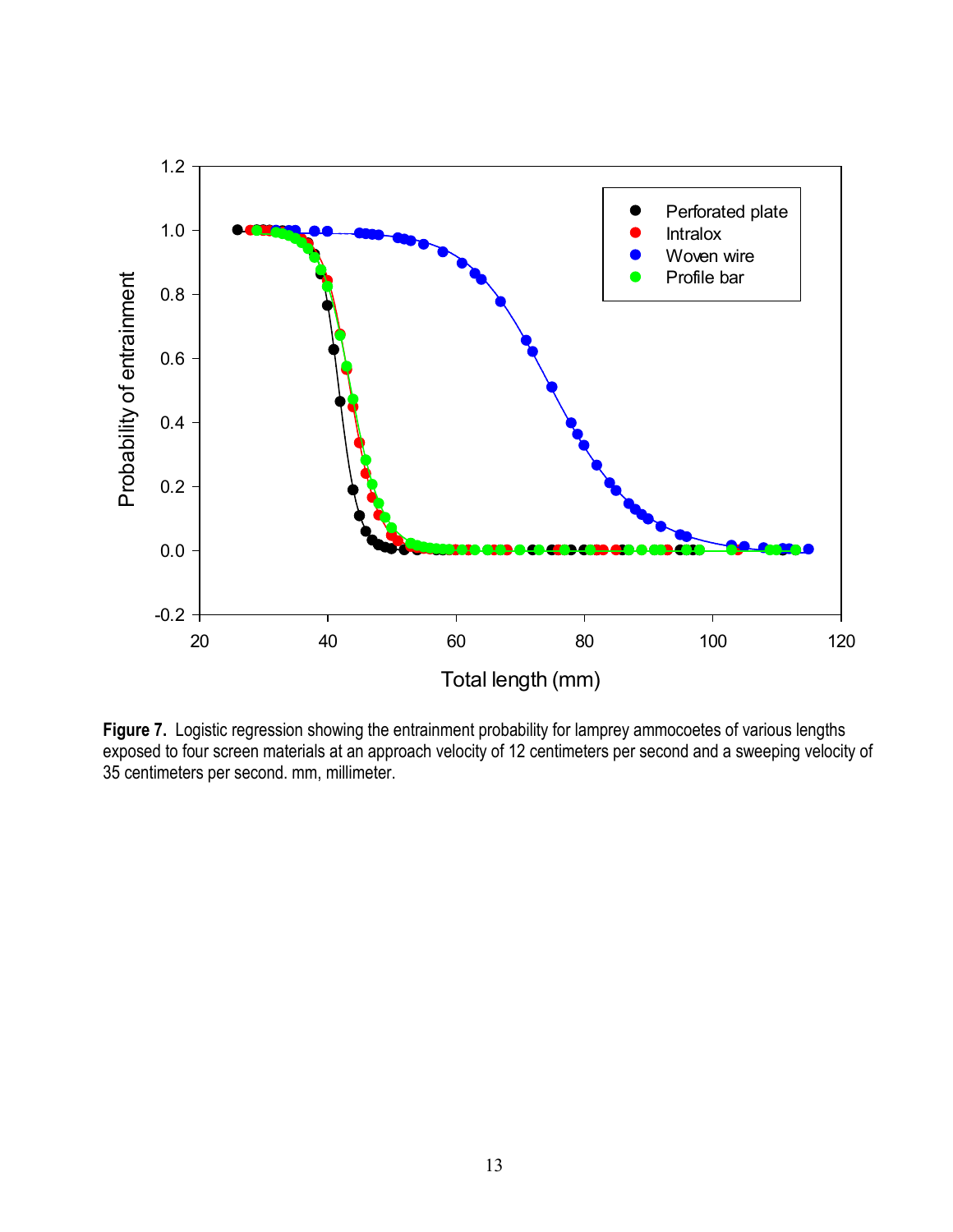**Figure 7.** Logistic regression showing the entrainment probability for lamprey ammocoetes of various lengths exposed to four screen materials at an approach velocity of 12 centimeters per second and a sweeping velocity of 35 centimeters per second. mm, millimeter.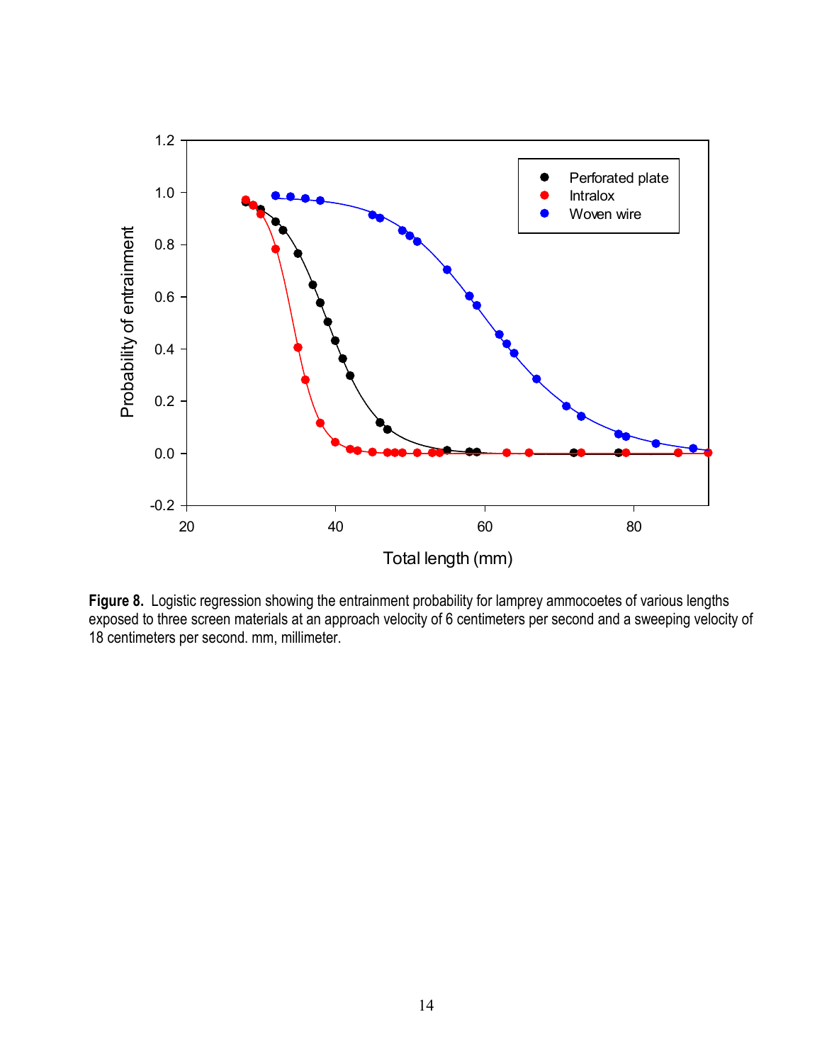**Figure 8.** Logistic regression showing the entrainment probability for lamprey ammocoetes of various lengths exposed to three screen materials at an approach velocity of 6 centimeters per second and a sweeping velocity of 18 centimeters per second. mm, millimeter.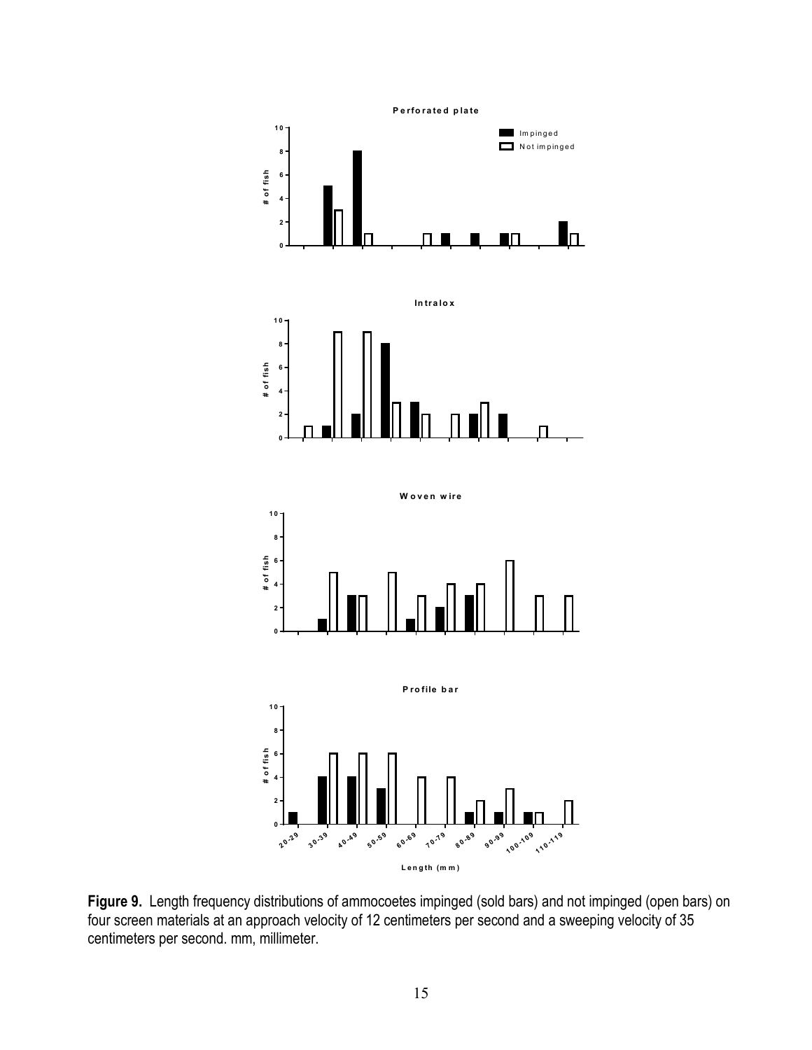**Figure 9.** Length frequency distributions of ammocoetes impinged (sold bars) and not impinged (open bars) on four screen materials at an approach velocity of 12 centimeters per second and a sweeping velocity of 35 centimeters per second. mm, millimeter.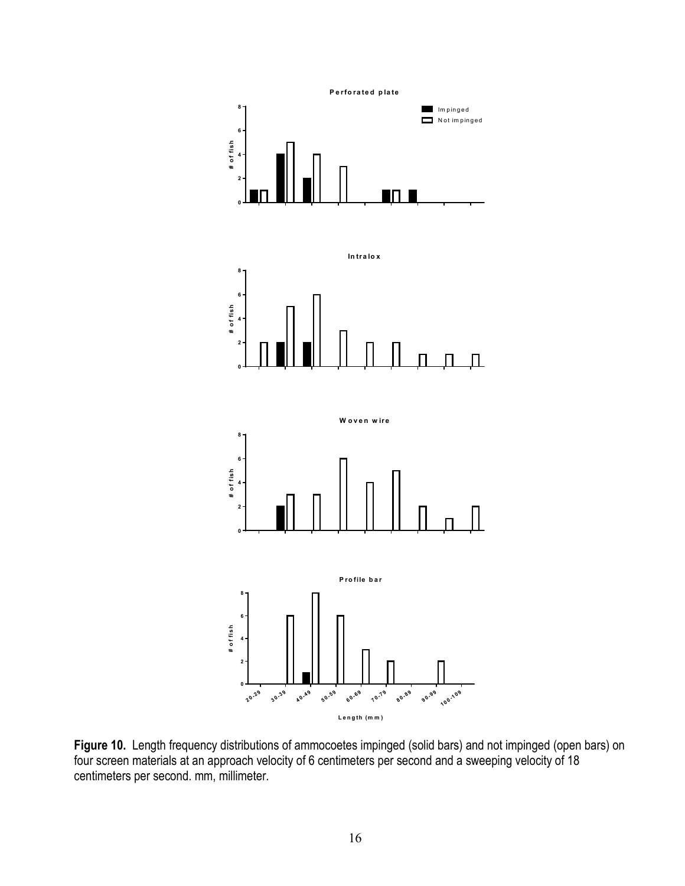**Figure 10.** Length frequency distributions of ammocoetes impinged (solid bars) and not impinged (open bars) on four screen materials at an approach velocity of 6 centimeters per second and a sweeping velocity of 18 centimeters per second. mm, millimeter.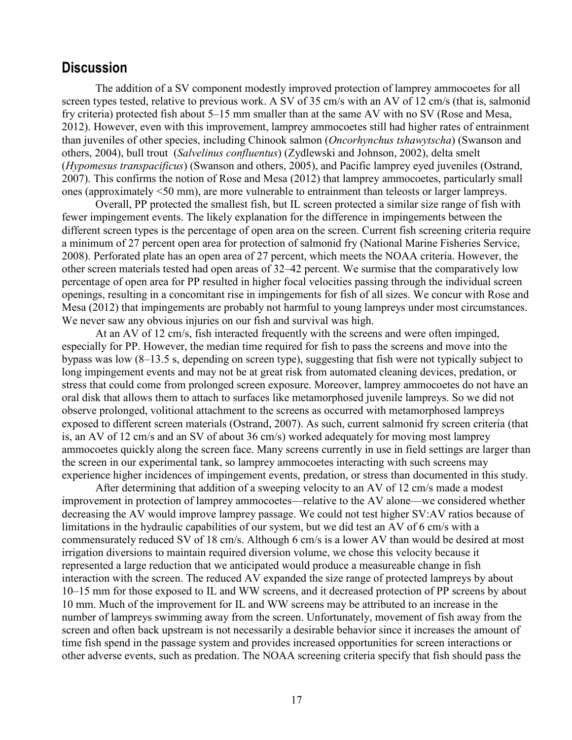## Discussion

The addition of a SV component modestly improved protection of lamprey ammocoetes for all screen types tested, relative to previous work. A SV of 35 cm/s with an AV of 12 cm/s (that is, salmonid fry criteria) protected fish about 5–15 mm smaller than at the same AV with no SV (Rose and Mesa, 2012). However, even with this improvement, lamprey ammocoetes still had higher rates of entrainment than juveniles of other species, including Chinook salmon (*Oncorhynchus tshawytscha*) (Swanson and others, 2004), bull trout (*Salvelinus confluentus*) (Zydlewski and Johnson, 2002), delta smelt (*Hypomesus transpacificus*) (Swanson and others, 2005), and Pacific lamprey eyed juveniles (Ostrand, 2007). This confirms the notion of Rose and Mesa (2012) that lamprey ammocoetes, particularly small ones (approximately <50 mm), are more vulnerable to entrainment than teleosts or larger lampreys.

Overall, PP protected the smallest fish, but IL screen protected a similar size range of fish with fewer impingement events. The likely explanation for the difference in impingements between the different screen types is the percentage of open area on the screen. Current fish screening criteria require a minimum of 27 percent open area for protection of salmonid fry (National Marine Fisheries Service, 2008). Perforated plate has an open area of 27 percent, which meets the NOAA criteria. However, the other screen materials tested had open areas of 32–42 percent. We surmise that the comparatively low percentage of open area for PP resulted in higher focal velocities passing through the individual screen openings, resulting in a concomitant rise in impingements for fish of all sizes. We concur with Rose and Mesa (2012) that impingements are probably not harmful to young lampreys under most circumstances. We never saw any obvious injuries on our fish and survival was high.

At an AV of 12 cm/s, fish interacted frequently with the screens and were often impinged, especially for PP. However, the median time required for fish to pass the screens and move into the bypass was low (8–13.5 s, depending on screen type), suggesting that fish were not typically subject to long impingement events and may not be at great risk from automated cleaning devices, predation, or stress that could come from prolonged screen exposure. Moreover, lamprey ammocoetes do not have an oral disk that allows them to attach to surfaces like metamorphosed juvenile lampreys. So we did not observe prolonged, volitional attachment to the screens as occurred with metamorphosed lampreys exposed to different screen materials (Ostrand, 2007). As such, current salmonid fry screen criteria (that is, an AV of 12 cm/s and an SV of about 36 cm/s) worked adequately for moving most lamprey ammocoetes quickly along the screen face. Many screens currently in use in field settings are larger than the screen in our experimental tank, so lamprey ammocoetes interacting with such screens may experience higher incidences of impingement events, predation, or stress than documented in this study.

After determining that addition of a sweeping velocity to an AV of 12 cm/s made a modest improvement in protection of lamprey ammocoetes—relative to the AV alone—we considered whether decreasing the AV would improve lamprey passage. We could not test higher SV:AV ratios because of limitations in the hydraulic capabilities of our system, but we did test an AV of 6 cm/s with a commensurately reduced SV of 18 cm/s. Although 6 cm/s is a lower AV than would be desired at most irrigation diversions to maintain required diversion volume, we chose this velocity because it represented a large reduction that we anticipated would produce a measureable change in fish interaction with the screen. The reduced AV expanded the size range of protected lampreys by about 10–15 mm for those exposed to IL and WW screens, and it decreased protection of PP screens by about 10 mm. Much of the improvement for IL and WW screens may be attributed to an increase in the number of lampreys swimming away from the screen. Unfortunately, movement of fish away from the screen and often back upstream is not necessarily a desirable behavior since it increases the amount of time fish spend in the passage system and provides increased opportunities for screen interactions or other adverse events, such as predation. The NOAA screening criteria specify that fish should pass the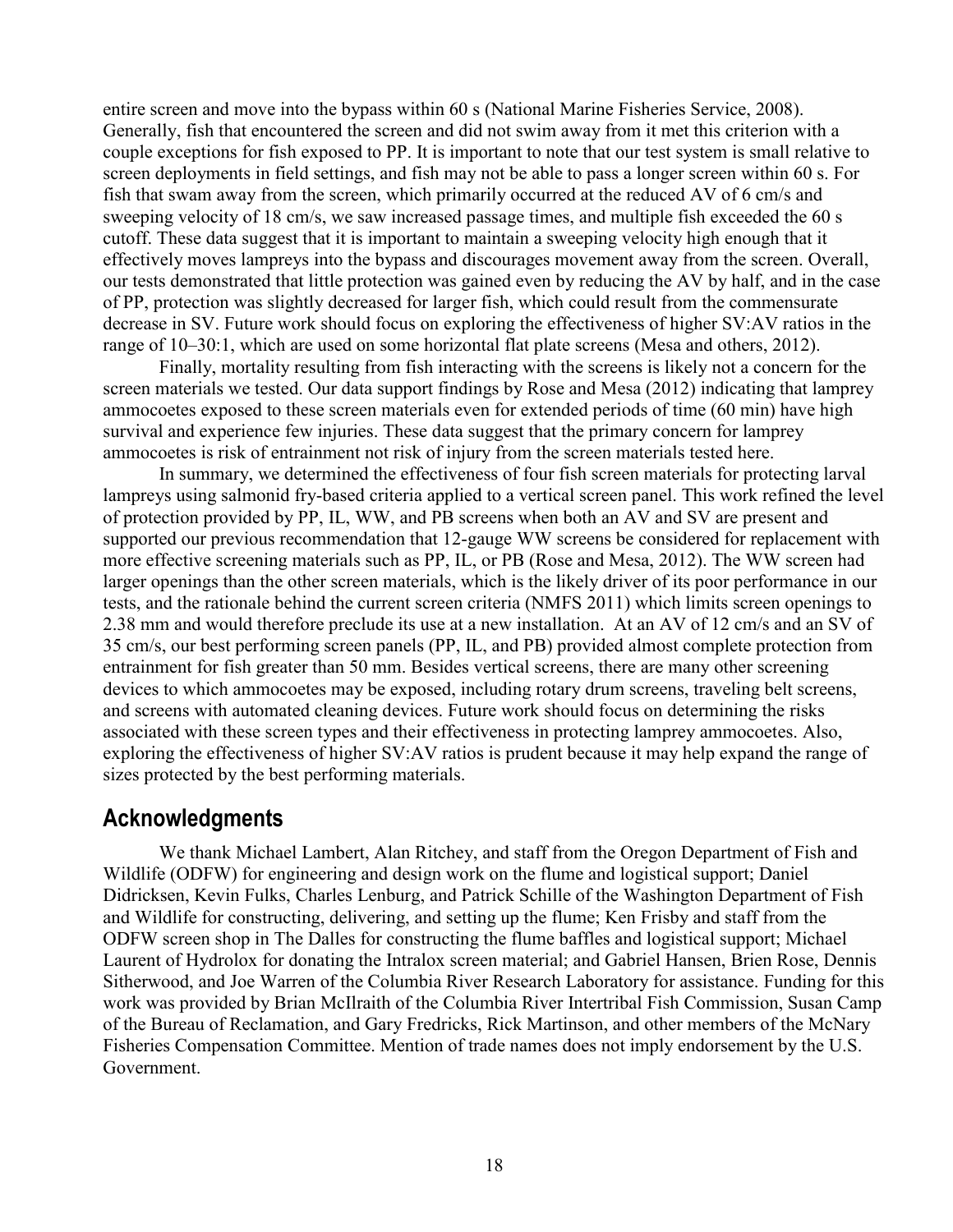entire screen and move into the bypass within 60 s (National Marine Fisheries Service, 2008). Generally, fish that encountered the screen and did not swim away from it met this criterion with a couple exceptions for fish exposed to PP. It is important to note that our test system is small relative to screen deployments in field settings, and fish may not be able to pass a longer screen within 60 s. For fish that swam away from the screen, which primarily occurred at the reduced AV of 6 cm/s and sweeping velocity of 18 cm/s, we saw increased passage times, and multiple fish exceeded the 60 s cutoff. These data suggest that it is important to maintain a sweeping velocity high enough that it effectively moves lampreys into the bypass and discourages movement away from the screen. Overall, our tests demonstrated that little protection was gained even by reducing the AV by half, and in the case of PP, protection was slightly decreased for larger fish, which could result from the commensurate decrease in SV. Future work should focus on exploring the effectiveness of higher SV:AV ratios in the range of 10–30:1, which are used on some horizontal flat plate screens (Mesa and others, 2012).

Finally, mortality resulting from fish interacting with the screens is likely not a concern for the screen materials we tested. Our data support findings by Rose and Mesa (2012) indicating that lamprey ammocoetes exposed to these screen materials even for extended periods of time (60 min) have high survival and experience few injuries. These data suggest that the primary concern for lamprey ammocoetes is risk of entrainment not risk of injury from the screen materials tested here.

In summary, we determined the effectiveness of four fish screen materials for protecting larval lampreys using salmonid fry-based criteria applied to a vertical screen panel. This work refined the level of protection provided by PP, IL, WW, and PB screens when both an AV and SV are present and supported our previous recommendation that 12-gauge WW screens be considered for replacement with more effective screening materials such as PP, IL, or PB (Rose and Mesa, 2012). The WW screen had larger openings than the other screen materials, which is the likely driver of its poor performance in our tests, and the rationale behind the current screen criteria (NMFS 2011) which limits screen openings to 2.38 mm and would therefore preclude its use at a new installation. At an AV of 12 cm/s and an SV of 35 cm/s, our best performing screen panels (PP, IL, and PB) provided almost complete protection from entrainment for fish greater than 50 mm. Besides vertical screens, there are many other screening devices to which ammocoetes may be exposed, including rotary drum screens, traveling belt screens, and screens with automated cleaning devices. Future work should focus on determining the risks associated with these screen types and their effectiveness in protecting lamprey ammocoetes. Also, exploring the effectiveness of higher SV:AV ratios is prudent because it may help expand the range of sizes protected by the best performing materials.

## Acknowledgments

We thank Michael Lambert, Alan Ritchey, and staff from the Oregon Department of Fish and Wildlife (ODFW) for engineering and design work on the flume and logistical support; Daniel Didricksen, Kevin Fulks, Charles Lenburg, and Patrick Schille of the Washington Department of Fish and Wildlife for constructing, delivering, and setting up the flume; Ken Frisby and staff from the ODFW screen shop in The Dalles for constructing the flume baffles and logistical support; Michael Laurent of Hydrolox for donating the Intralox screen material; and Gabriel Hansen, Brien Rose, Dennis Sitherwood, and Joe Warren of the Columbia River Research Laboratory for assistance. Funding for this work was provided by Brian McIlraith of the Columbia River Intertribal Fish Commission, Susan Camp of the Bureau of Reclamation, and Gary Fredricks, Rick Martinson, and other members of the McNary Fisheries Compensation Committee. Mention of trade names does not imply endorsement by the U.S. Government.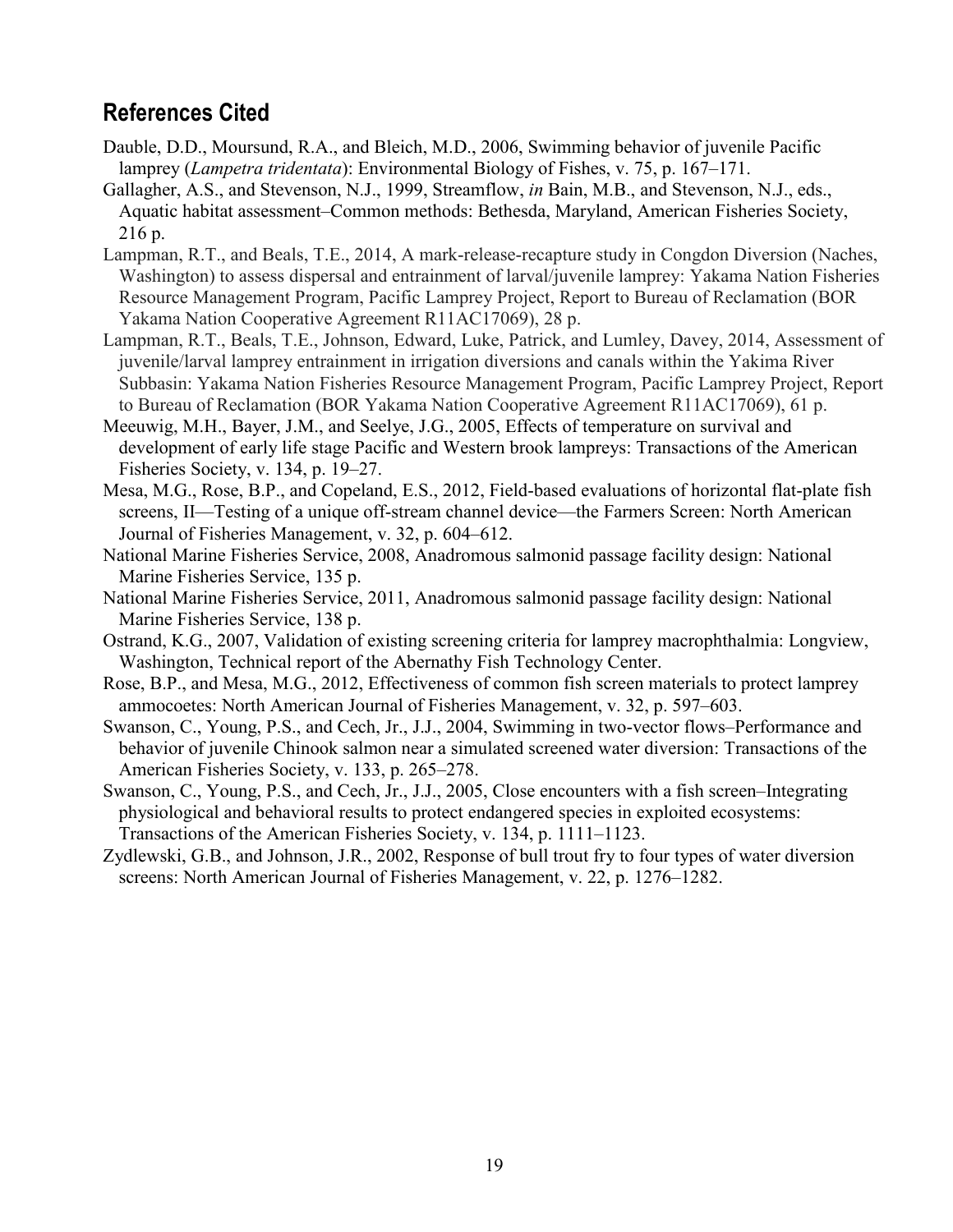## References Cited

Dauble, D.D., Moursund, R.A., and Bleich, M.D., 2006, Swimming behavior of juvenile Pacific lamprey (*Lampetra tridentata*): Environmental Biology of Fishes, v. 75, p. 167–171.

Gallagher, A.S., and Stevenson, N.J., 1999, Streamflow, *in* Bain, M.B., and Stevenson, N.J., eds., Aquatic habitat assessment–Common methods: Bethesda, Maryland, American Fisheries Society, 216 p.

Lampman, R.T., and Beals, T.E., 2014, A mark-release-recapture study in Congdon Diversion (Naches, Washington) to assess dispersal and entrainment of larval/juvenile lamprey: Yakama Nation Fisheries Resource Management Program, Pacific Lamprey Project, Report to Bureau of Reclamation (BOR Yakama Nation Cooperative Agreement R11AC17069), 28 p.

Lampman, R.T., Beals, T.E., Johnson, Edward, Luke, Patrick, and Lumley, Davey, 2014, Assessment of juvenile/larval lamprey entrainment in irrigation diversions and canals within the Yakima River Subbasin: Yakama Nation Fisheries Resource Management Program, Pacific Lamprey Project, Report to Bureau of Reclamation (BOR Yakama Nation Cooperative Agreement R11AC17069), 61 p.

Meeuwig, M.H., Bayer, J.M., and Seelye, J.G., 2005, Effects of temperature on survival and development of early life stage Pacific and Western brook lampreys: Transactions of the American Fisheries Society, v. 134, p. 19–27.

Mesa, M.G., Rose, B.P., and Copeland, E.S., 2012, Field-based evaluations of horizontal flat-plate fish screens, II—Testing of a unique off-stream channel device—the Farmers Screen: North American Journal of Fisheries Management, v. 32, p. 604–612.

National Marine Fisheries Service, 2008, Anadromous salmonid passage facility design: National Marine Fisheries Service, 135 p.

National Marine Fisheries Service, 2011, Anadromous salmonid passage facility design: National Marine Fisheries Service, 138 p.

Ostrand, K.G., 2007, Validation of existing screening criteria for lamprey macrophthalmia: Longview, Washington, Technical report of the Abernathy Fish Technology Center.

Rose, B.P., and Mesa, M.G., 2012, Effectiveness of common fish screen materials to protect lamprey ammocoetes: North American Journal of Fisheries Management, v. 32, p. 597–603.

Swanson, C., Young, P.S., and Cech, Jr., J.J., 2004, Swimming in two-vector flows–Performance and behavior of juvenile Chinook salmon near a simulated screened water diversion: Transactions of the American Fisheries Society, v. 133, p. 265–278.

Swanson, C., Young, P.S., and Cech, Jr., J.J., 2005, Close encounters with a fish screen–Integrating physiological and behavioral results to protect endangered species in exploited ecosystems: Transactions of the American Fisheries Society, v. 134, p. 1111–1123.

Zydlewski, G.B., and Johnson, J.R., 2002, Response of bull trout fry to four types of water diversion screens: North American Journal of Fisheries Management, v. 22, p. 1276–1282.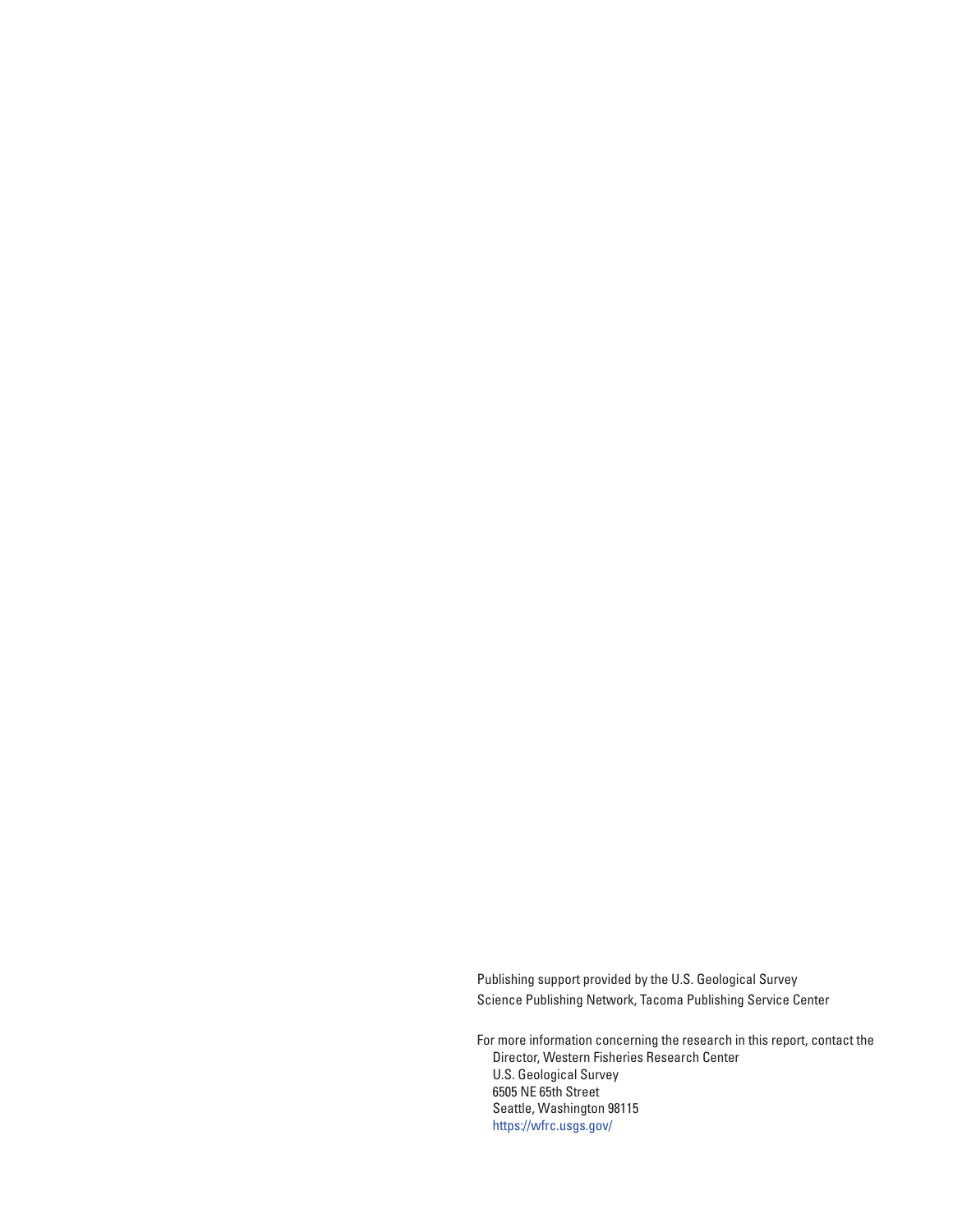Publishing support provided by the U.S. Geological Survey
Science Publishing Network, Tacoma Publishing Service Center

For more information concerning the research in this report, contact the
Director, Western Fisheries Research Center
U.S. Geological Survey
6505 NE 65th Street
Seattle, Washington 98115
https://wfrc.usgs.gov/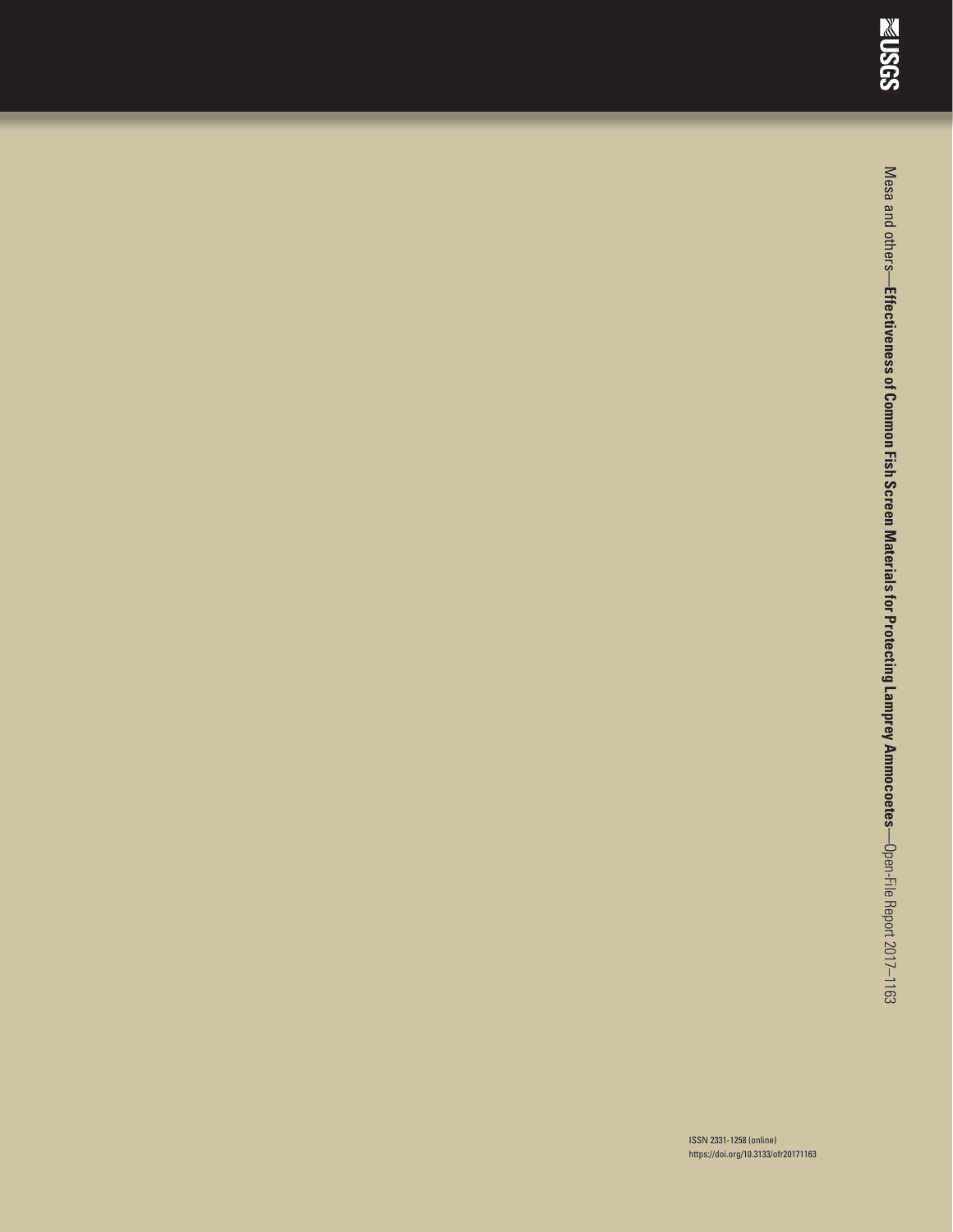Mesa and others—**Effectiveness of Common Fish Screen Materials for Protecting Lamprey Ammocoetes**—Open-File Report 2017–1163

ISSN 2331-1258 (online)
https://doi.org/10.3133/ofr20171163